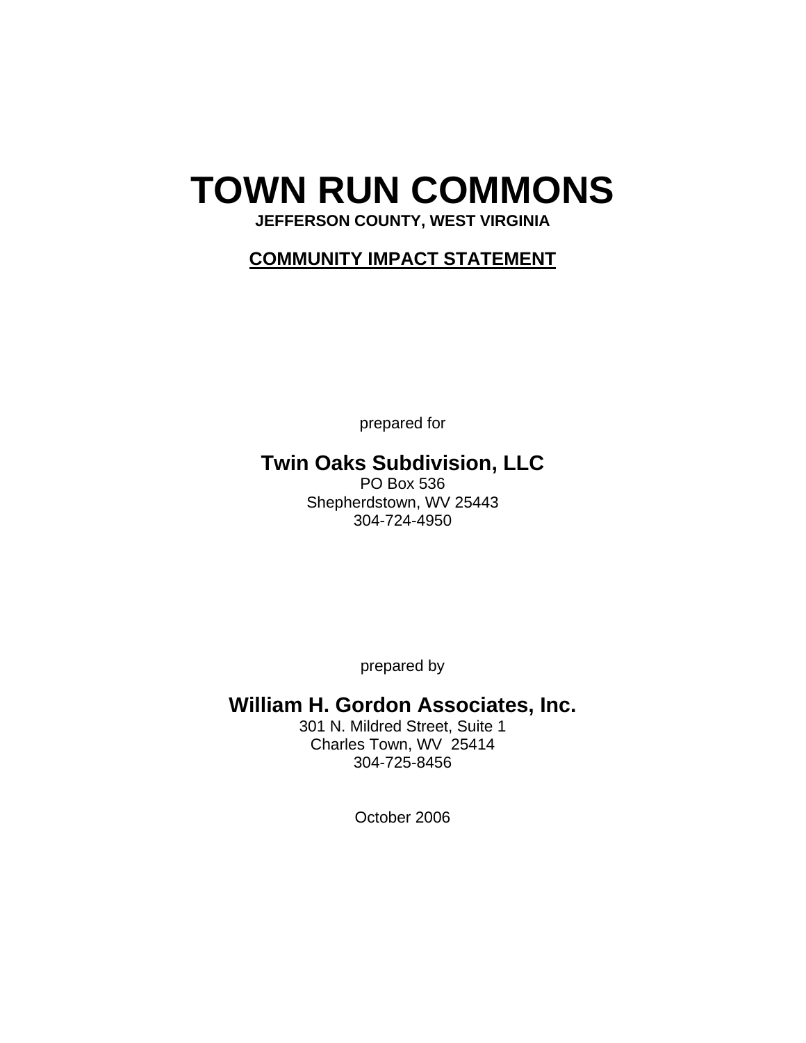# TOWN RUN COMMONS

**JEFFERSON COUNTY, WEST VIRGINIA**

## COMMUNITY IMPACT STATEMENT

prepared for

**Twin Oaks Subdivision, LLC**
PO Box 536
Shepherdstown, WV 25443
304-724-4950

prepared by

**William H. Gordon Associates, Inc.**
301 N. Mildred Street, Suite 1
Charles Town, WV 25414
304-725-8456

October 2006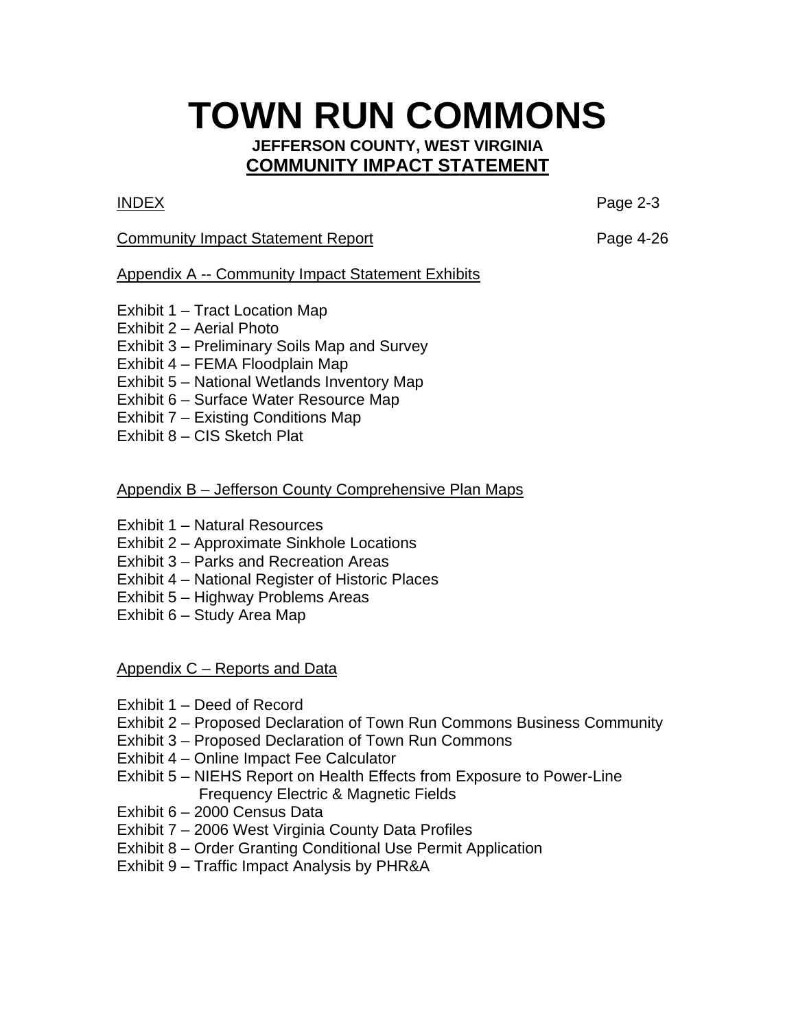# TOWN RUN COMMONS

**JEFFERSON COUNTY, WEST VIRGINIA**

**COMMUNITY IMPACT STATEMENT**

INDEX — Page 2-3

Community Impact Statement Report — Page 4-26

Appendix A -- Community Impact Statement Exhibits

Exhibit 1 – Tract Location Map
Exhibit 2 – Aerial Photo
Exhibit 3 – Preliminary Soils Map and Survey
Exhibit 4 – FEMA Floodplain Map
Exhibit 5 – National Wetlands Inventory Map
Exhibit 6 – Surface Water Resource Map
Exhibit 7 – Existing Conditions Map
Exhibit 8 – CIS Sketch Plat

Appendix B – Jefferson County Comprehensive Plan Maps

Exhibit 1 – Natural Resources
Exhibit 2 – Approximate Sinkhole Locations
Exhibit 3 – Parks and Recreation Areas
Exhibit 4 – National Register of Historic Places
Exhibit 5 – Highway Problems Areas
Exhibit 6 – Study Area Map

Appendix C – Reports and Data

Exhibit 1 – Deed of Record
Exhibit 2 – Proposed Declaration of Town Run Commons Business Community
Exhibit 3 – Proposed Declaration of Town Run Commons
Exhibit 4 – Online Impact Fee Calculator
Exhibit 5 – NIEHS Report on Health Effects from Exposure to Power-Line Frequency Electric & Magnetic Fields
Exhibit 6 – 2000 Census Data
Exhibit 7 – 2006 West Virginia County Data Profiles
Exhibit 8 – Order Granting Conditional Use Permit Application
Exhibit 9 – Traffic Impact Analysis by PHR&A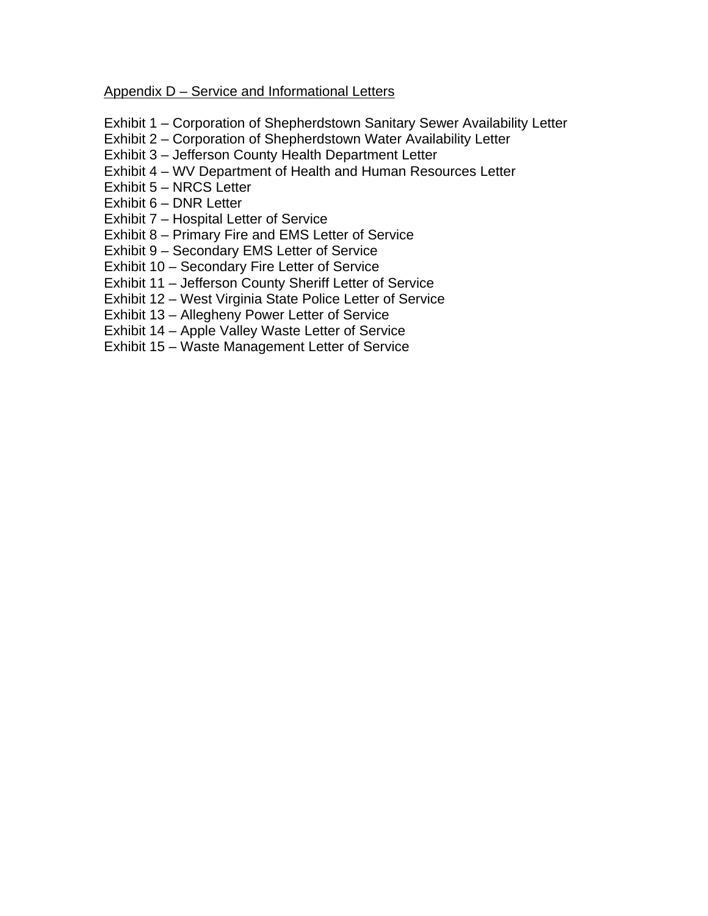## Appendix D – Service and Informational Letters

Exhibit 1 – Corporation of Shepherdstown Sanitary Sewer Availability Letter
Exhibit 2 – Corporation of Shepherdstown Water Availability Letter
Exhibit 3 – Jefferson County Health Department Letter
Exhibit 4 – WV Department of Health and Human Resources Letter
Exhibit 5 – NRCS Letter
Exhibit 6 – DNR Letter
Exhibit 7 – Hospital Letter of Service
Exhibit 8 – Primary Fire and EMS Letter of Service
Exhibit 9 – Secondary EMS Letter of Service
Exhibit 10 – Secondary Fire Letter of Service
Exhibit 11 – Jefferson County Sheriff Letter of Service
Exhibit 12 – West Virginia State Police Letter of Service
Exhibit 13 – Allegheny Power Letter of Service
Exhibit 14 – Apple Valley Waste Letter of Service
Exhibit 15 – Waste Management Letter of Service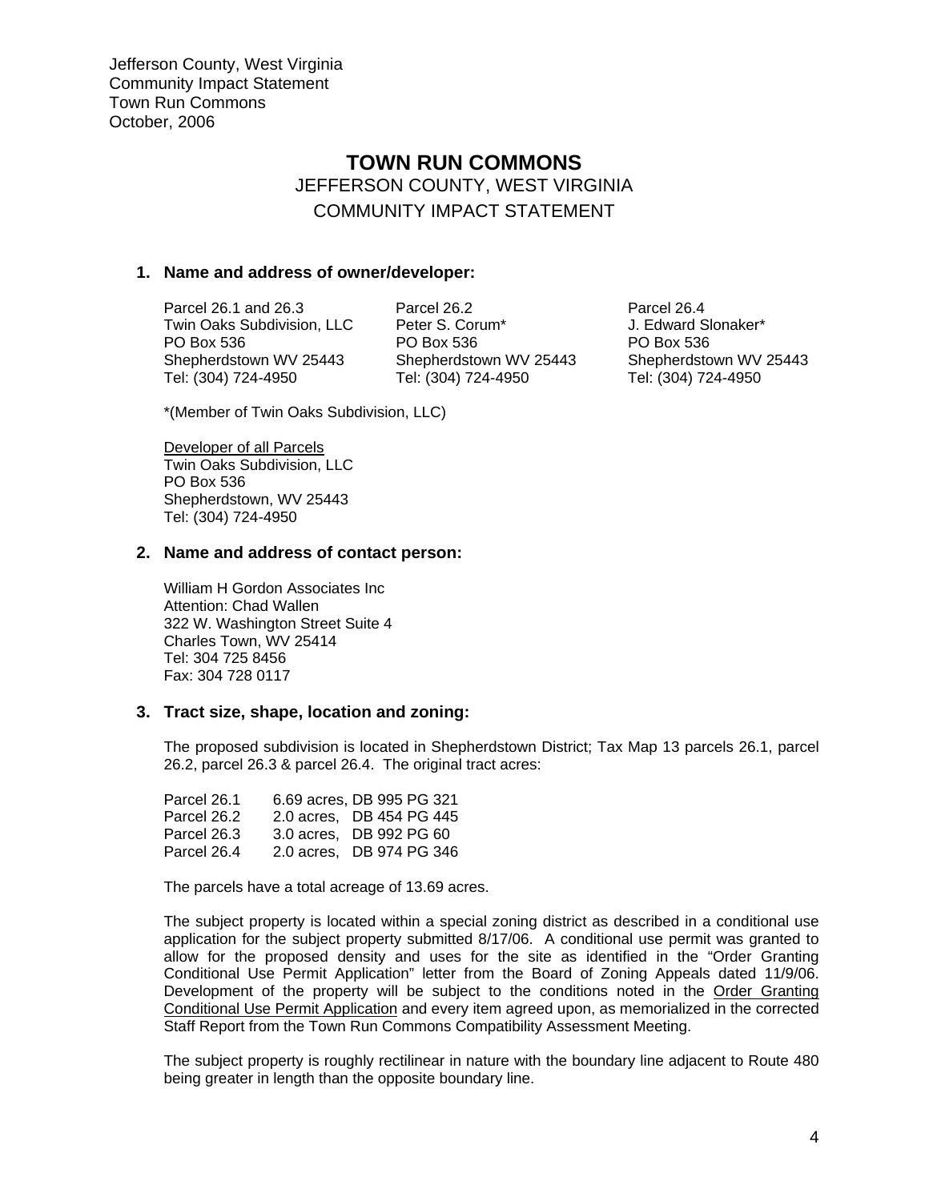# TOWN RUN COMMONS

JEFFERSON COUNTY, WEST VIRGINIA

COMMUNITY IMPACT STATEMENT

## 1. Name and address of owner/developer:

| Parcel 26.1 and 26.3 | Parcel 26.2 | Parcel 26.4 |
|---|---|---|
| Twin Oaks Subdivision, LLC | Peter S. Corum* | J. Edward Slonaker* |
| PO Box 536 | PO Box 536 | PO Box 536 |
| Shepherdstown WV 25443 | Shepherdstown WV 25443 | Shepherdstown WV 25443 |
| Tel: (304) 724-4950 | Tel: (304) 724-4950 | Tel: (304) 724-4950 |

*(Member of Twin Oaks Subdivision, LLC)

Developer of all Parcels
Twin Oaks Subdivision, LLC
PO Box 536
Shepherdstown, WV 25443
Tel: (304) 724-4950

## 2. Name and address of contact person:

William H Gordon Associates Inc
Attention: Chad Wallen
322 W. Washington Street Suite 4
Charles Town, WV 25414
Tel: 304 725 8456
Fax: 304 728 0117

## 3. Tract size, shape, location and zoning:

The proposed subdivision is located in Shepherdstown District; Tax Map 13 parcels 26.1, parcel 26.2, parcel 26.3 & parcel 26.4. The original tract acres:

| Parcel | Acres | Deed Reference |
|---|---|---|
| Parcel 26.1 | 6.69 acres, | DB 995 PG 321 |
| Parcel 26.2 | 2.0 acres, | DB 454 PG 445 |
| Parcel 26.3 | 3.0 acres, | DB 992 PG 60 |
| Parcel 26.4 | 2.0 acres, | DB 974 PG 346 |

The parcels have a total acreage of 13.69 acres.

The subject property is located within a special zoning district as described in a conditional use application for the subject property submitted 8/17/06. A conditional use permit was granted to allow for the proposed density and uses for the site as identified in the "Order Granting Conditional Use Permit Application" letter from the Board of Zoning Appeals dated 11/9/06. Development of the property will be subject to the conditions noted in the Order Granting Conditional Use Permit Application and every item agreed upon, as memorialized in the corrected Staff Report from the Town Run Commons Compatibility Assessment Meeting.

The subject property is roughly rectilinear in nature with the boundary line adjacent to Route 480 being greater in length than the opposite boundary line.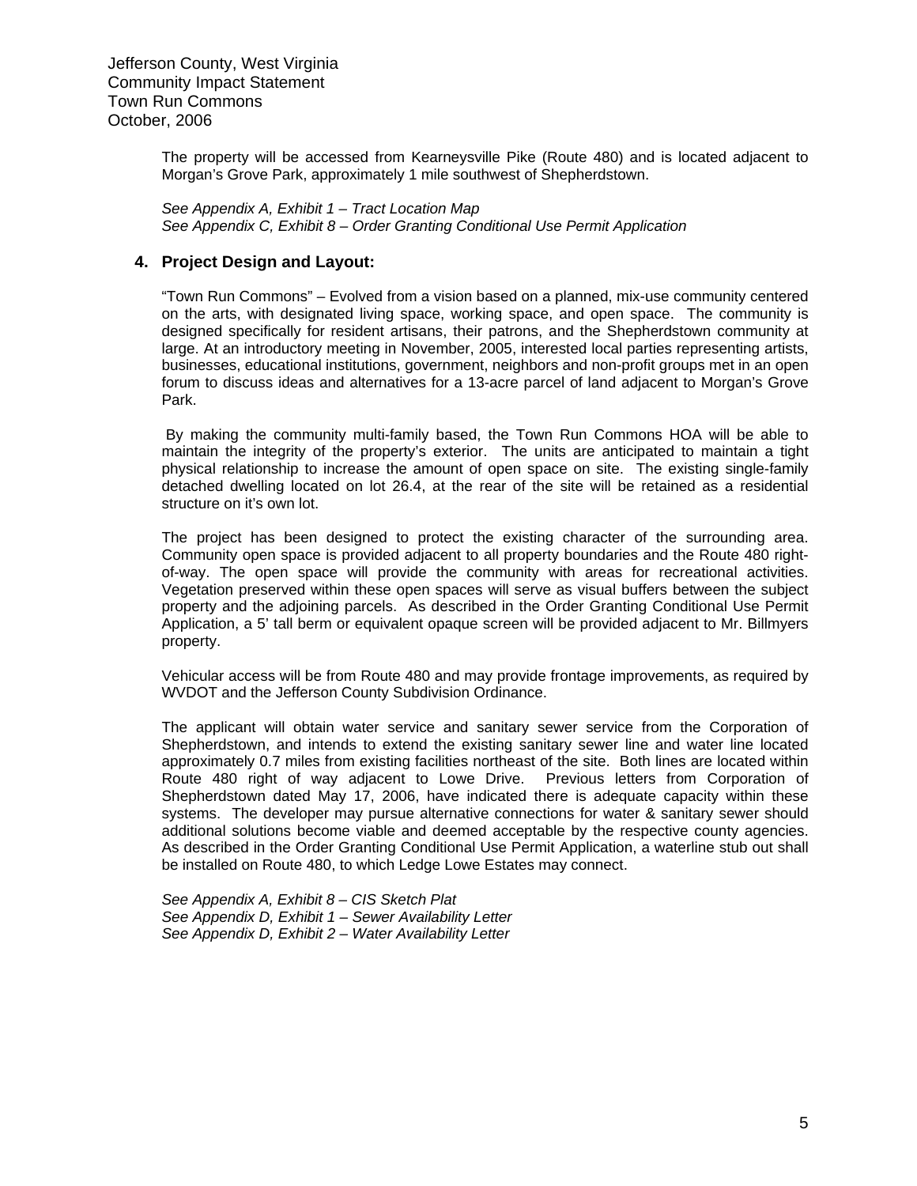The property will be accessed from Kearneysville Pike (Route 480) and is located adjacent to Morgan's Grove Park, approximately 1 mile southwest of Shepherdstown.

*See Appendix A, Exhibit 1 – Tract Location Map*
*See Appendix C, Exhibit 8 – Order Granting Conditional Use Permit Application*

## 4. Project Design and Layout:

"Town Run Commons" – Evolved from a vision based on a planned, mix-use community centered on the arts, with designated living space, working space, and open space. The community is designed specifically for resident artisans, their patrons, and the Shepherdstown community at large. At an introductory meeting in November, 2005, interested local parties representing artists, businesses, educational institutions, government, neighbors and non-profit groups met in an open forum to discuss ideas and alternatives for a 13-acre parcel of land adjacent to Morgan's Grove Park.

By making the community multi-family based, the Town Run Commons HOA will be able to maintain the integrity of the property's exterior. The units are anticipated to maintain a tight physical relationship to increase the amount of open space on site. The existing single-family detached dwelling located on lot 26.4, at the rear of the site will be retained as a residential structure on it's own lot.

The project has been designed to protect the existing character of the surrounding area. Community open space is provided adjacent to all property boundaries and the Route 480 right-of-way. The open space will provide the community with areas for recreational activities. Vegetation preserved within these open spaces will serve as visual buffers between the subject property and the adjoining parcels. As described in the Order Granting Conditional Use Permit Application, a 5' tall berm or equivalent opaque screen will be provided adjacent to Mr. Billmyers property.

Vehicular access will be from Route 480 and may provide frontage improvements, as required by WVDOT and the Jefferson County Subdivision Ordinance.

The applicant will obtain water service and sanitary sewer service from the Corporation of Shepherdstown, and intends to extend the existing sanitary sewer line and water line located approximately 0.7 miles from existing facilities northeast of the site. Both lines are located within Route 480 right of way adjacent to Lowe Drive. Previous letters from Corporation of Shepherdstown dated May 17, 2006, have indicated there is adequate capacity within these systems. The developer may pursue alternative connections for water & sanitary sewer should additional solutions become viable and deemed acceptable by the respective county agencies. As described in the Order Granting Conditional Use Permit Application, a waterline stub out shall be installed on Route 480, to which Ledge Lowe Estates may connect.

*See Appendix A, Exhibit 8 – CIS Sketch Plat*
*See Appendix D, Exhibit 1 – Sewer Availability Letter*
*See Appendix D, Exhibit 2 – Water Availability Letter*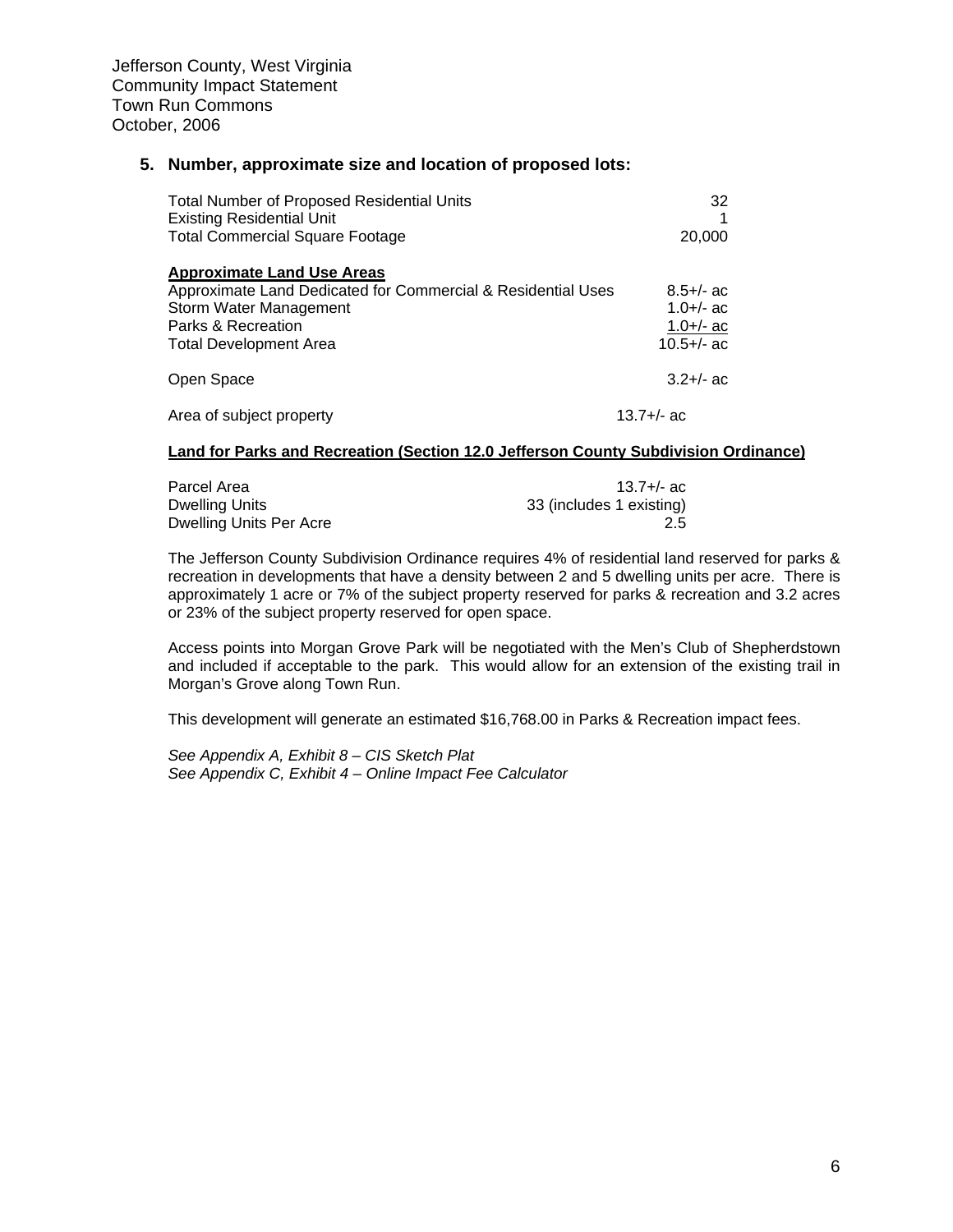Jefferson County, West Virginia
Community Impact Statement
Town Run Commons
October, 2006

### 5. Number, approximate size and location of proposed lots:

| | |
|---|---|
| Total Number of Proposed Residential Units | 32 |
| Existing Residential Unit | 1 |
| Total Commercial Square Footage | 20,000 |

| **Approximate Land Use Areas** | |
|---|---|
| Approximate Land Dedicated for Commercial & Residential Uses | 8.5+/- ac |
| Storm Water Management | 1.0+/- ac |
| Parks & Recreation | 1.0+/- ac |
| Total Development Area | 10.5+/- ac |
| Open Space | 3.2+/- ac |
| Area of subject property | 13.7+/- ac |

**Land for Parks and Recreation (Section 12.0 Jefferson County Subdivision Ordinance)**

| | |
|---|---|
| Parcel Area | 13.7+/- ac |
| Dwelling Units | 33 (includes 1 existing) |
| Dwelling Units Per Acre | 2.5 |

The Jefferson County Subdivision Ordinance requires 4% of residential land reserved for parks & recreation in developments that have a density between 2 and 5 dwelling units per acre. There is approximately 1 acre or 7% of the subject property reserved for parks & recreation and 3.2 acres or 23% of the subject property reserved for open space.

Access points into Morgan Grove Park will be negotiated with the Men's Club of Shepherdstown and included if acceptable to the park. This would allow for an extension of the existing trail in Morgan's Grove along Town Run.

This development will generate an estimated $16,768.00 in Parks & Recreation impact fees.

*See Appendix A, Exhibit 8 – CIS Sketch Plat*
*See Appendix C, Exhibit 4 – Online Impact Fee Calculator*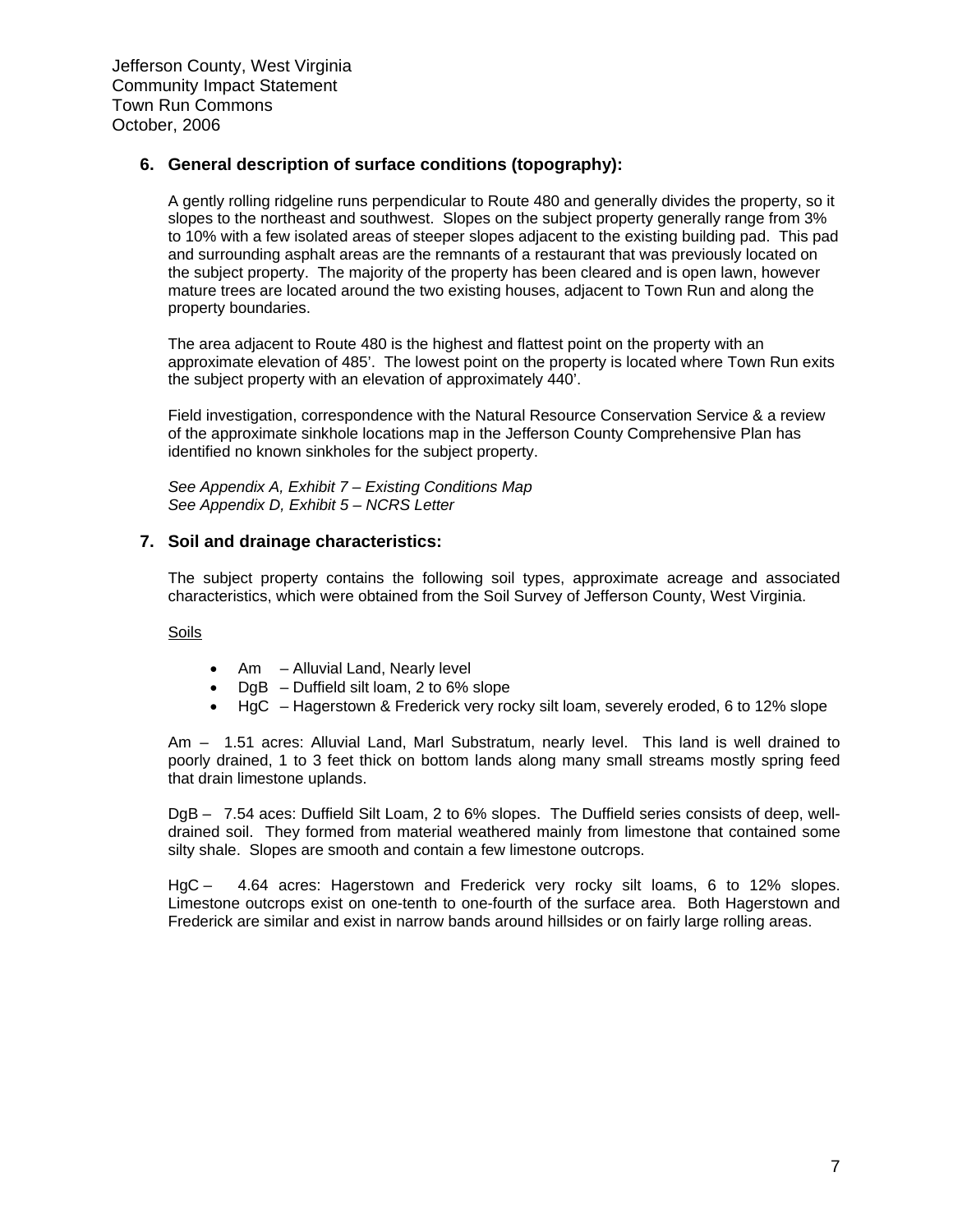## 6. General description of surface conditions (topography):

A gently rolling ridgeline runs perpendicular to Route 480 and generally divides the property, so it slopes to the northeast and southwest. Slopes on the subject property generally range from 3% to 10% with a few isolated areas of steeper slopes adjacent to the existing building pad. This pad and surrounding asphalt areas are the remnants of a restaurant that was previously located on the subject property. The majority of the property has been cleared and is open lawn, however mature trees are located around the two existing houses, adjacent to Town Run and along the property boundaries.

The area adjacent to Route 480 is the highest and flattest point on the property with an approximate elevation of 485'. The lowest point on the property is located where Town Run exits the subject property with an elevation of approximately 440'.

Field investigation, correspondence with the Natural Resource Conservation Service & a review of the approximate sinkhole locations map in the Jefferson County Comprehensive Plan has identified no known sinkholes for the subject property.

*See Appendix A, Exhibit 7 – Existing Conditions Map*
*See Appendix D, Exhibit 5 – NCRS Letter*

## 7. Soil and drainage characteristics:

The subject property contains the following soil types, approximate acreage and associated characteristics, which were obtained from the Soil Survey of Jefferson County, West Virginia.

<u>Soils</u>

- Am – Alluvial Land, Nearly level
- DgB – Duffield silt loam, 2 to 6% slope
- HgC – Hagerstown & Frederick very rocky silt loam, severely eroded, 6 to 12% slope

Am – 1.51 acres: Alluvial Land, Marl Substratum, nearly level. This land is well drained to poorly drained, 1 to 3 feet thick on bottom lands along many small streams mostly spring feed that drain limestone uplands.

DgB – 7.54 aces: Duffield Silt Loam, 2 to 6% slopes. The Duffield series consists of deep, well-drained soil. They formed from material weathered mainly from limestone that contained some silty shale. Slopes are smooth and contain a few limestone outcrops.

HgC – 4.64 acres: Hagerstown and Frederick very rocky silt loams, 6 to 12% slopes. Limestone outcrops exist on one-tenth to one-fourth of the surface area. Both Hagerstown and Frederick are similar and exist in narrow bands around hillsides or on fairly large rolling areas.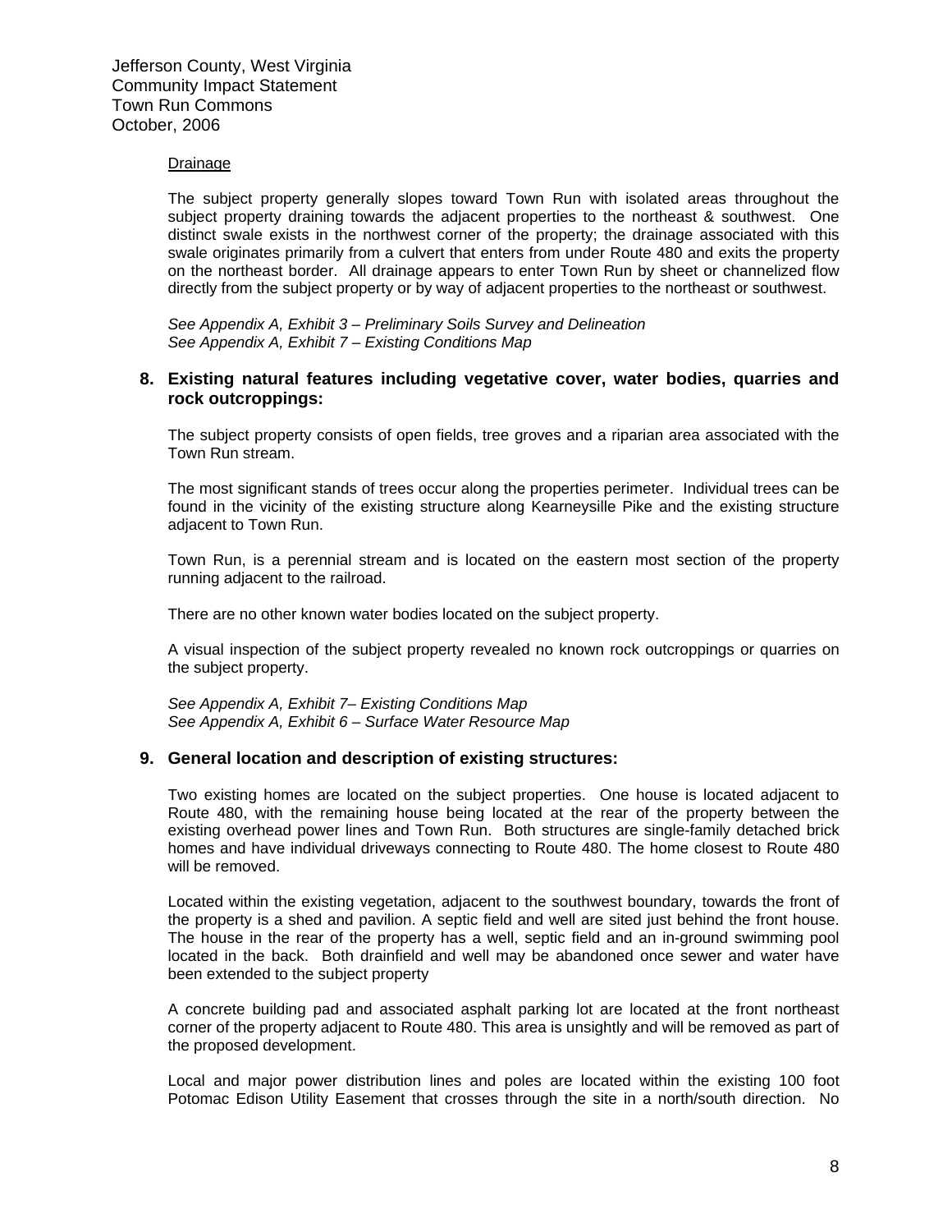Drainage

The subject property generally slopes toward Town Run with isolated areas throughout the subject property draining towards the adjacent properties to the northeast & southwest. One distinct swale exists in the northwest corner of the property; the drainage associated with this swale originates primarily from a culvert that enters from under Route 480 and exits the property on the northeast border. All drainage appears to enter Town Run by sheet or channelized flow directly from the subject property or by way of adjacent properties to the northeast or southwest.

*See Appendix A, Exhibit 3 – Preliminary Soils Survey and Delineation*
*See Appendix A, Exhibit 7 – Existing Conditions Map*

**8. Existing natural features including vegetative cover, water bodies, quarries and rock outcroppings:**

The subject property consists of open fields, tree groves and a riparian area associated with the Town Run stream.

The most significant stands of trees occur along the properties perimeter. Individual trees can be found in the vicinity of the existing structure along Kearneysille Pike and the existing structure adjacent to Town Run.

Town Run, is a perennial stream and is located on the eastern most section of the property running adjacent to the railroad.

There are no other known water bodies located on the subject property.

A visual inspection of the subject property revealed no known rock outcroppings or quarries on the subject property.

*See Appendix A, Exhibit 7– Existing Conditions Map*
*See Appendix A, Exhibit 6 – Surface Water Resource Map*

**9. General location and description of existing structures:**

Two existing homes are located on the subject properties. One house is located adjacent to Route 480, with the remaining house being located at the rear of the property between the existing overhead power lines and Town Run. Both structures are single-family detached brick homes and have individual driveways connecting to Route 480. The home closest to Route 480 will be removed.

Located within the existing vegetation, adjacent to the southwest boundary, towards the front of the property is a shed and pavilion. A septic field and well are sited just behind the front house. The house in the rear of the property has a well, septic field and an in-ground swimming pool located in the back. Both drainfield and well may be abandoned once sewer and water have been extended to the subject property

A concrete building pad and associated asphalt parking lot are located at the front northeast corner of the property adjacent to Route 480. This area is unsightly and will be removed as part of the proposed development.

Local and major power distribution lines and poles are located within the existing 100 foot Potomac Edison Utility Easement that crosses through the site in a north/south direction. No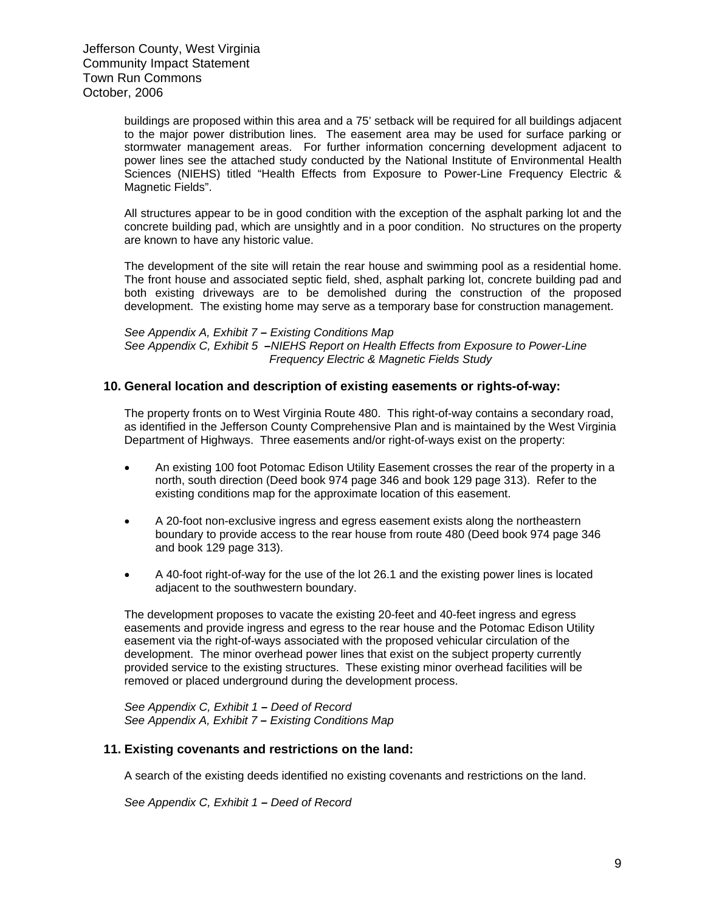buildings are proposed within this area and a 75' setback will be required for all buildings adjacent to the major power distribution lines. The easement area may be used for surface parking or stormwater management areas. For further information concerning development adjacent to power lines see the attached study conducted by the National Institute of Environmental Health Sciences (NIEHS) titled "Health Effects from Exposure to Power-Line Frequency Electric & Magnetic Fields".

All structures appear to be in good condition with the exception of the asphalt parking lot and the concrete building pad, which are unsightly and in a poor condition. No structures on the property are known to have any historic value.

The development of the site will retain the rear house and swimming pool as a residential home. The front house and associated septic field, shed, asphalt parking lot, concrete building pad and both existing driveways are to be demolished during the construction of the proposed development. The existing home may serve as a temporary base for construction management.

*See Appendix A, Exhibit 7* **–** *Existing Conditions Map*
*See Appendix C, Exhibit 5* **–** *NIEHS Report on Health Effects from Exposure to Power-Line Frequency Electric & Magnetic Fields Study*

## 10. General location and description of existing easements or rights-of-way:

The property fronts on to West Virginia Route 480. This right-of-way contains a secondary road, as identified in the Jefferson County Comprehensive Plan and is maintained by the West Virginia Department of Highways. Three easements and/or right-of-ways exist on the property:

- An existing 100 foot Potomac Edison Utility Easement crosses the rear of the property in a north, south direction (Deed book 974 page 346 and book 129 page 313). Refer to the existing conditions map for the approximate location of this easement.
- A 20-foot non-exclusive ingress and egress easement exists along the northeastern boundary to provide access to the rear house from route 480 (Deed book 974 page 346 and book 129 page 313).
- A 40-foot right-of-way for the use of the lot 26.1 and the existing power lines is located adjacent to the southwestern boundary.

The development proposes to vacate the existing 20-feet and 40-feet ingress and egress easements and provide ingress and egress to the rear house and the Potomac Edison Utility easement via the right-of-ways associated with the proposed vehicular circulation of the development. The minor overhead power lines that exist on the subject property currently provided service to the existing structures. These existing minor overhead facilities will be removed or placed underground during the development process.

*See Appendix C, Exhibit 1* **–** *Deed of Record*
*See Appendix A, Exhibit 7* **–** *Existing Conditions Map*

## 11. Existing covenants and restrictions on the land:

A search of the existing deeds identified no existing covenants and restrictions on the land.

*See Appendix C, Exhibit 1* **–** *Deed of Record*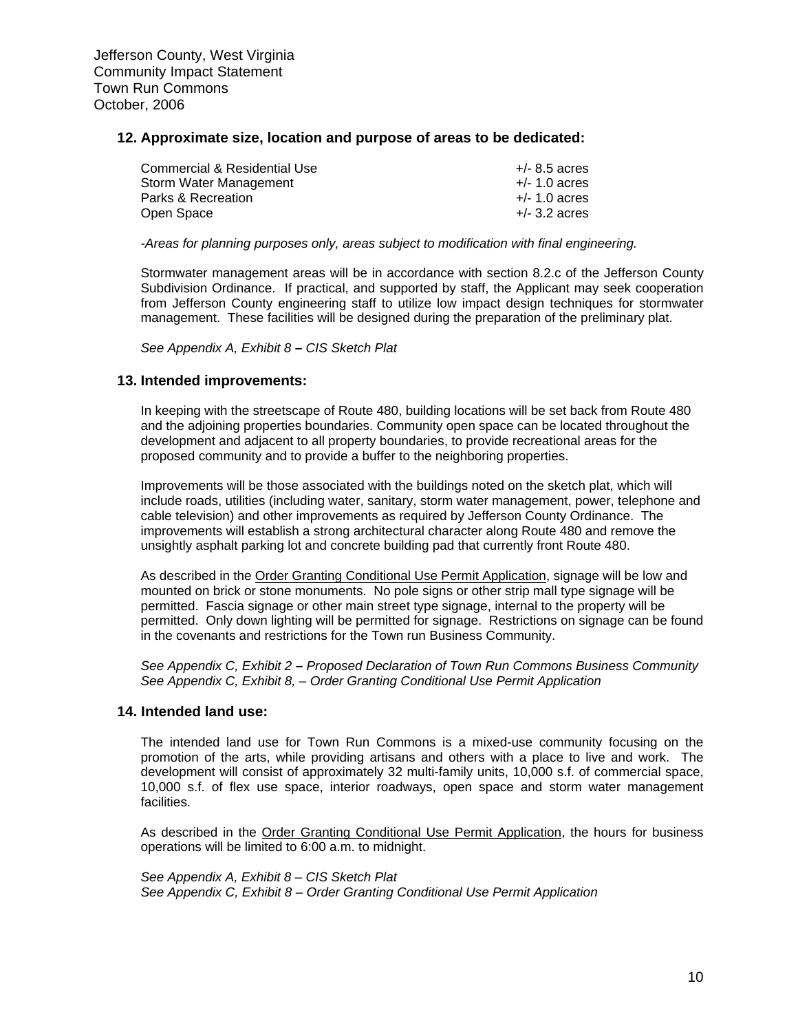## 12. Approximate size, location and purpose of areas to be dedicated:

| | |
|---|---|
| Commercial & Residential Use | +/- 8.5 acres |
| Storm Water Management | +/- 1.0 acres |
| Parks & Recreation | +/- 1.0 acres |
| Open Space | +/- 3.2 acres |

*-Areas for planning purposes only, areas subject to modification with final engineering.*

Stormwater management areas will be in accordance with section 8.2.c of the Jefferson County Subdivision Ordinance. If practical, and supported by staff, the Applicant may seek cooperation from Jefferson County engineering staff to utilize low impact design techniques for stormwater management. These facilities will be designed during the preparation of the preliminary plat.

*See Appendix A, Exhibit 8* **–** *CIS Sketch Plat*

## 13. Intended improvements:

In keeping with the streetscape of Route 480, building locations will be set back from Route 480 and the adjoining properties boundaries. Community open space can be located throughout the development and adjacent to all property boundaries, to provide recreational areas for the proposed community and to provide a buffer to the neighboring properties.

Improvements will be those associated with the buildings noted on the sketch plat, which will include roads, utilities (including water, sanitary, storm water management, power, telephone and cable television) and other improvements as required by Jefferson County Ordinance. The improvements will establish a strong architectural character along Route 480 and remove the unsightly asphalt parking lot and concrete building pad that currently front Route 480.

As described in the Order Granting Conditional Use Permit Application, signage will be low and mounted on brick or stone monuments. No pole signs or other strip mall type signage will be permitted. Fascia signage or other main street type signage, internal to the property will be permitted. Only down lighting will be permitted for signage. Restrictions on signage can be found in the covenants and restrictions for the Town run Business Community.

*See Appendix C, Exhibit 2* **–** *Proposed Declaration of Town Run Commons Business Community*
*See Appendix C, Exhibit 8, – Order Granting Conditional Use Permit Application*

## 14. Intended land use:

The intended land use for Town Run Commons is a mixed-use community focusing on the promotion of the arts, while providing artisans and others with a place to live and work. The development will consist of approximately 32 multi-family units, 10,000 s.f. of commercial space, 10,000 s.f. of flex use space, interior roadways, open space and storm water management facilities.

As described in the Order Granting Conditional Use Permit Application, the hours for business operations will be limited to 6:00 a.m. to midnight.

*See Appendix A, Exhibit 8 – CIS Sketch Plat*
*See Appendix C, Exhibit 8 – Order Granting Conditional Use Permit Application*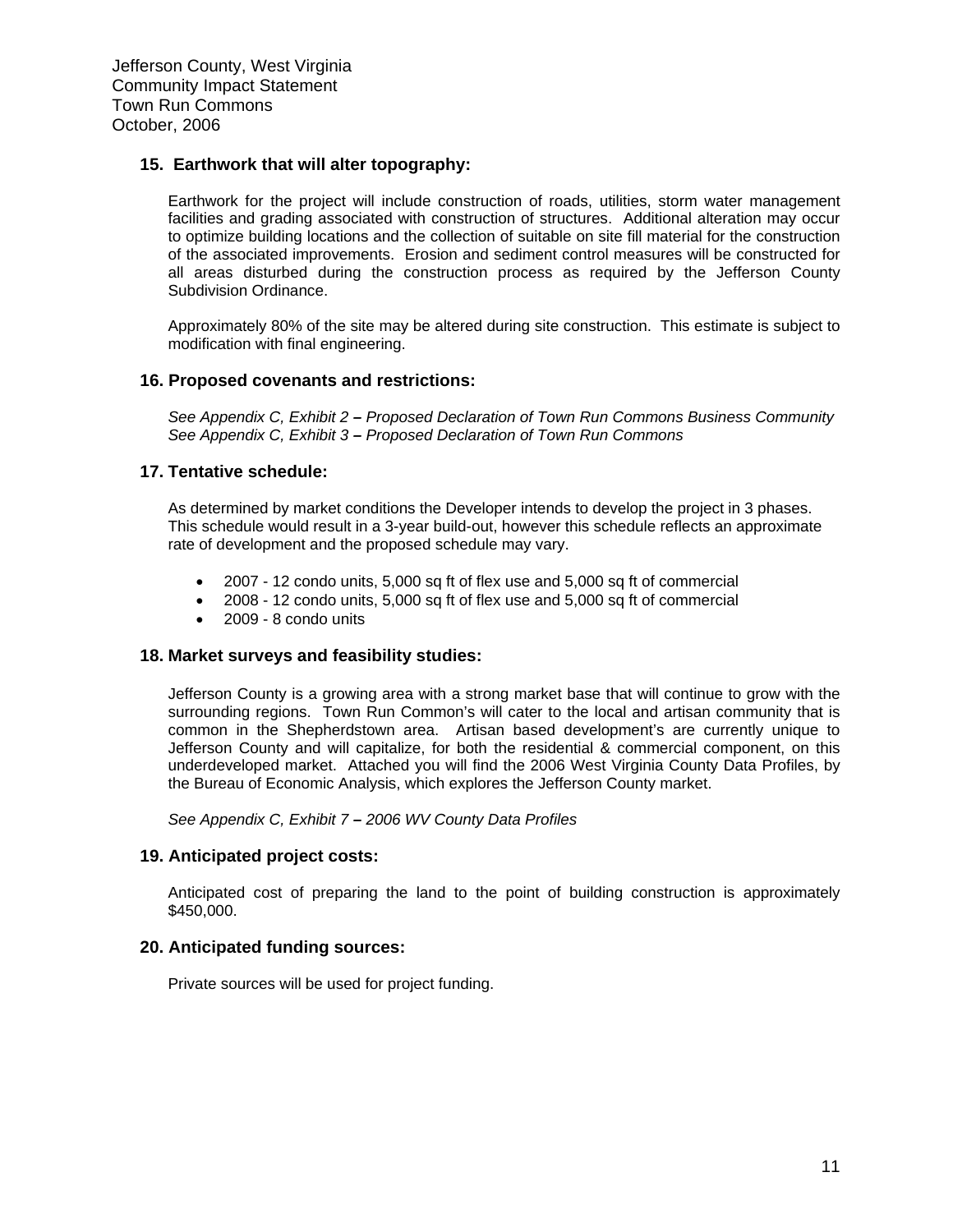### 15. Earthwork that will alter topography:

Earthwork for the project will include construction of roads, utilities, storm water management facilities and grading associated with construction of structures. Additional alteration may occur to optimize building locations and the collection of suitable on site fill material for the construction of the associated improvements. Erosion and sediment control measures will be constructed for all areas disturbed during the construction process as required by the Jefferson County Subdivision Ordinance.

Approximately 80% of the site may be altered during site construction. This estimate is subject to modification with final engineering.

### 16. Proposed covenants and restrictions:

*See Appendix C, Exhibit 2* **–** *Proposed Declaration of Town Run Commons Business Community*
*See Appendix C, Exhibit 3* **–** *Proposed Declaration of Town Run Commons*

### 17. Tentative schedule:

As determined by market conditions the Developer intends to develop the project in 3 phases. This schedule would result in a 3-year build-out, however this schedule reflects an approximate rate of development and the proposed schedule may vary.

- 2007 - 12 condo units, 5,000 sq ft of flex use and 5,000 sq ft of commercial
- 2008 - 12 condo units, 5,000 sq ft of flex use and 5,000 sq ft of commercial
- 2009 - 8 condo units

### 18. Market surveys and feasibility studies:

Jefferson County is a growing area with a strong market base that will continue to grow with the surrounding regions. Town Run Common's will cater to the local and artisan community that is common in the Shepherdstown area. Artisan based development's are currently unique to Jefferson County and will capitalize, for both the residential & commercial component, on this underdeveloped market. Attached you will find the 2006 West Virginia County Data Profiles, by the Bureau of Economic Analysis, which explores the Jefferson County market.

*See Appendix C, Exhibit 7* **–** *2006 WV County Data Profiles*

### 19. Anticipated project costs:

Anticipated cost of preparing the land to the point of building construction is approximately $450,000.

### 20. Anticipated funding sources:

Private sources will be used for project funding.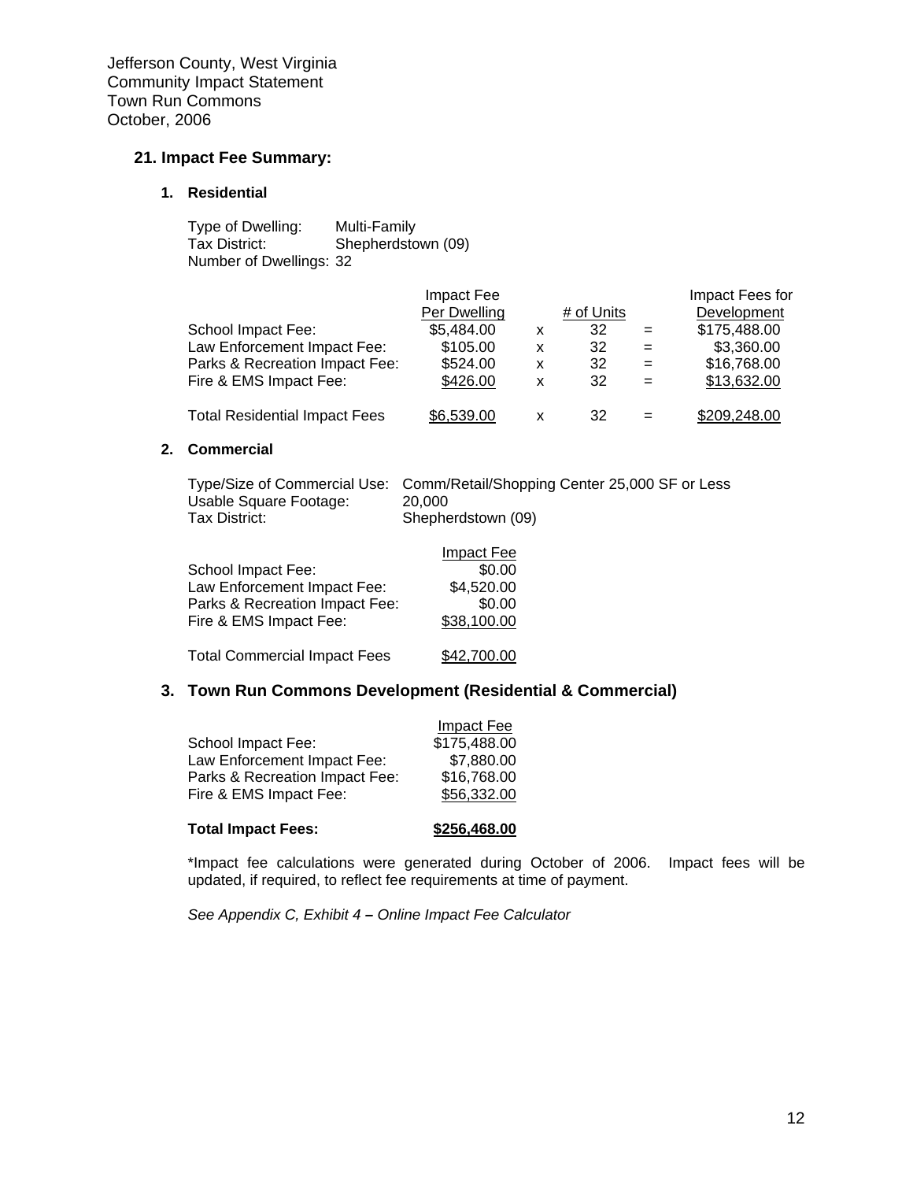Jefferson County, West Virginia
Community Impact Statement
Town Run Commons
October, 2006

## 21. Impact Fee Summary:

### 1. Residential

Type of Dwelling: Multi-Family
Tax District: Shepherdstown (09)
Number of Dwellings: 32

| | Impact Fee Per Dwelling | | # of Units | | Impact Fees for Development |
|---|---|---|---|---|---|
| School Impact Fee: | $5,484.00 | x | 32 | = | $175,488.00 |
| Law Enforcement Impact Fee: | $105.00 | x | 32 | = | $3,360.00 |
| Parks & Recreation Impact Fee: | $524.00 | x | 32 | = | $16,768.00 |
| Fire & EMS Impact Fee: | $426.00 | x | 32 | = | $13,632.00 |
| Total Residential Impact Fees | $6,539.00 | x | 32 | = | $209,248.00 |

### 2. Commercial

Type/Size of Commercial Use: Comm/Retail/Shopping Center 25,000 SF or Less
Usable Square Footage: 20,000
Tax District: Shepherdstown (09)

| | Impact Fee |
|---|---|
| School Impact Fee: | $0.00 |
| Law Enforcement Impact Fee: | $4,520.00 |
| Parks & Recreation Impact Fee: | $0.00 |
| Fire & EMS Impact Fee: | $38,100.00 |
| Total Commercial Impact Fees | $42,700.00 |

### 3. Town Run Commons Development (Residential & Commercial)

| | Impact Fee |
|---|---|
| School Impact Fee: | $175,488.00 |
| Law Enforcement Impact Fee: | $7,880.00 |
| Parks & Recreation Impact Fee: | $16,768.00 |
| Fire & EMS Impact Fee: | $56,332.00 |
| **Total Impact Fees:** | **$256,468.00** |

*Impact fee calculations were generated during October of 2006. Impact fees will be updated, if required, to reflect fee requirements at time of payment.

*See Appendix C, Exhibit 4 – Online Impact Fee Calculator*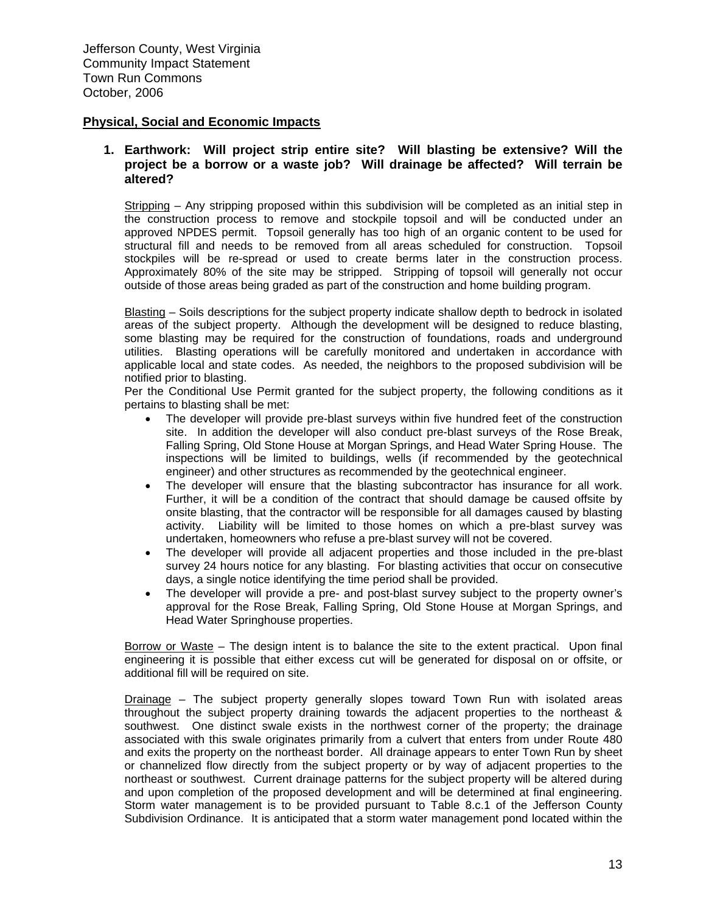Jefferson County, West Virginia
Community Impact Statement
Town Run Commons
October, 2006

## Physical, Social and Economic Impacts

1. **Earthwork: Will project strip entire site? Will blasting be extensive? Will the project be a borrow or a waste job? Will drainage be affected? Will terrain be altered?**

   Stripping – Any stripping proposed within this subdivision will be completed as an initial step in the construction process to remove and stockpile topsoil and will be conducted under an approved NPDES permit. Topsoil generally has too high of an organic content to be used for structural fill and needs to be removed from all areas scheduled for construction. Topsoil stockpiles will be re-spread or used to create berms later in the construction process. Approximately 80% of the site may be stripped. Stripping of topsoil will generally not occur outside of those areas being graded as part of the construction and home building program.

   Blasting – Soils descriptions for the subject property indicate shallow depth to bedrock in isolated areas of the subject property. Although the development will be designed to reduce blasting, some blasting may be required for the construction of foundations, roads and underground utilities. Blasting operations will be carefully monitored and undertaken in accordance with applicable local and state codes. As needed, the neighbors to the proposed subdivision will be notified prior to blasting.
   Per the Conditional Use Permit granted for the subject property, the following conditions as it pertains to blasting shall be met:

   - The developer will provide pre-blast surveys within five hundred feet of the construction site. In addition the developer will also conduct pre-blast surveys of the Rose Break, Falling Spring, Old Stone House at Morgan Springs, and Head Water Spring House. The inspections will be limited to buildings, wells (if recommended by the geotechnical engineer) and other structures as recommended by the geotechnical engineer.
   - The developer will ensure that the blasting subcontractor has insurance for all work. Further, it will be a condition of the contract that should damage be caused offsite by onsite blasting, that the contractor will be responsible for all damages caused by blasting activity. Liability will be limited to those homes on which a pre-blast survey was undertaken, homeowners who refuse a pre-blast survey will not be covered.
   - The developer will provide all adjacent properties and those included in the pre-blast survey 24 hours notice for any blasting. For blasting activities that occur on consecutive days, a single notice identifying the time period shall be provided.
   - The developer will provide a pre- and post-blast survey subject to the property owner's approval for the Rose Break, Falling Spring, Old Stone House at Morgan Springs, and Head Water Springhouse properties.

   Borrow or Waste – The design intent is to balance the site to the extent practical. Upon final engineering it is possible that either excess cut will be generated for disposal on or offsite, or additional fill will be required on site.

   Drainage – The subject property generally slopes toward Town Run with isolated areas throughout the subject property draining towards the adjacent properties to the northeast & southwest. One distinct swale exists in the northwest corner of the property; the drainage associated with this swale originates primarily from a culvert that enters from under Route 480 and exits the property on the northeast border. All drainage appears to enter Town Run by sheet or channelized flow directly from the subject property or by way of adjacent properties to the northeast or southwest. Current drainage patterns for the subject property will be altered during and upon completion of the proposed development and will be determined at final engineering. Storm water management is to be provided pursuant to Table 8.c.1 of the Jefferson County Subdivision Ordinance. It is anticipated that a storm water management pond located within the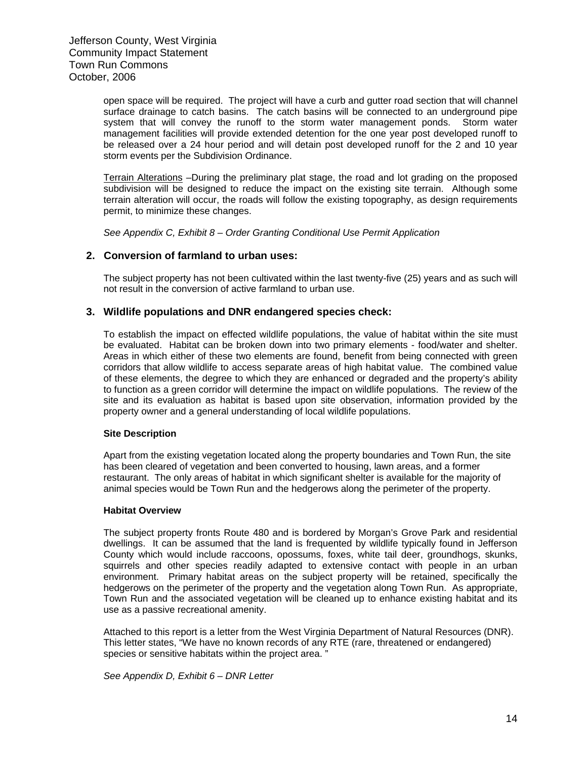open space will be required. The project will have a curb and gutter road section that will channel surface drainage to catch basins. The catch basins will be connected to an underground pipe system that will convey the runoff to the storm water management ponds. Storm water management facilities will provide extended detention for the one year post developed runoff to be released over a 24 hour period and will detain post developed runoff for the 2 and 10 year storm events per the Subdivision Ordinance.

Terrain Alterations –During the preliminary plat stage, the road and lot grading on the proposed subdivision will be designed to reduce the impact on the existing site terrain. Although some terrain alteration will occur, the roads will follow the existing topography, as design requirements permit, to minimize these changes.

*See Appendix C, Exhibit 8 – Order Granting Conditional Use Permit Application*

## 2. Conversion of farmland to urban uses:

The subject property has not been cultivated within the last twenty-five (25) years and as such will not result in the conversion of active farmland to urban use.

## 3. Wildlife populations and DNR endangered species check:

To establish the impact on effected wildlife populations, the value of habitat within the site must be evaluated. Habitat can be broken down into two primary elements - food/water and shelter. Areas in which either of these two elements are found, benefit from being connected with green corridors that allow wildlife to access separate areas of high habitat value. The combined value of these elements, the degree to which they are enhanced or degraded and the property's ability to function as a green corridor will determine the impact on wildlife populations. The review of the site and its evaluation as habitat is based upon site observation, information provided by the property owner and a general understanding of local wildlife populations.

**Site Description**

Apart from the existing vegetation located along the property boundaries and Town Run, the site has been cleared of vegetation and been converted to housing, lawn areas, and a former restaurant. The only areas of habitat in which significant shelter is available for the majority of animal species would be Town Run and the hedgerows along the perimeter of the property.

**Habitat Overview**

The subject property fronts Route 480 and is bordered by Morgan's Grove Park and residential dwellings. It can be assumed that the land is frequented by wildlife typically found in Jefferson County which would include raccoons, opossums, foxes, white tail deer, groundhogs, skunks, squirrels and other species readily adapted to extensive contact with people in an urban environment. Primary habitat areas on the subject property will be retained, specifically the hedgerows on the perimeter of the property and the vegetation along Town Run. As appropriate, Town Run and the associated vegetation will be cleaned up to enhance existing habitat and its use as a passive recreational amenity.

Attached to this report is a letter from the West Virginia Department of Natural Resources (DNR). This letter states, "We have no known records of any RTE (rare, threatened or endangered) species or sensitive habitats within the project area. "

*See Appendix D, Exhibit 6 – DNR Letter*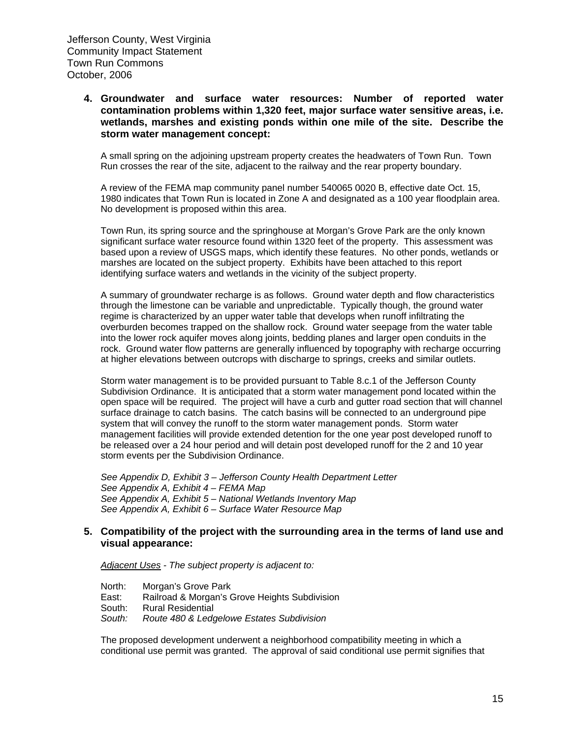**4. Groundwater and surface water resources: Number of reported water contamination problems within 1,320 feet, major surface water sensitive areas, i.e. wetlands, marshes and existing ponds within one mile of the site. Describe the storm water management concept:**

A small spring on the adjoining upstream property creates the headwaters of Town Run. Town Run crosses the rear of the site, adjacent to the railway and the rear property boundary.

A review of the FEMA map community panel number 540065 0020 B, effective date Oct. 15, 1980 indicates that Town Run is located in Zone A and designated as a 100 year floodplain area. No development is proposed within this area.

Town Run, its spring source and the springhouse at Morgan's Grove Park are the only known significant surface water resource found within 1320 feet of the property. This assessment was based upon a review of USGS maps, which identify these features. No other ponds, wetlands or marshes are located on the subject property. Exhibits have been attached to this report identifying surface waters and wetlands in the vicinity of the subject property.

A summary of groundwater recharge is as follows. Ground water depth and flow characteristics through the limestone can be variable and unpredictable. Typically though, the ground water regime is characterized by an upper water table that develops when runoff infiltrating the overburden becomes trapped on the shallow rock. Ground water seepage from the water table into the lower rock aquifer moves along joints, bedding planes and larger open conduits in the rock. Ground water flow patterns are generally influenced by topography with recharge occurring at higher elevations between outcrops with discharge to springs, creeks and similar outlets.

Storm water management is to be provided pursuant to Table 8.c.1 of the Jefferson County Subdivision Ordinance. It is anticipated that a storm water management pond located within the open space will be required. The project will have a curb and gutter road section that will channel surface drainage to catch basins. The catch basins will be connected to an underground pipe system that will convey the runoff to the storm water management ponds. Storm water management facilities will provide extended detention for the one year post developed runoff to be released over a 24 hour period and will detain post developed runoff for the 2 and 10 year storm events per the Subdivision Ordinance.

*See Appendix D, Exhibit 3 – Jefferson County Health Department Letter*
*See Appendix A, Exhibit 4 – FEMA Map*
*See Appendix A, Exhibit 5 – National Wetlands Inventory Map*
*See Appendix A, Exhibit 6 – Surface Water Resource Map*

**5. Compatibility of the project with the surrounding area in the terms of land use and visual appearance:**

*Adjacent Uses - The subject property is adjacent to:*

North: Morgan's Grove Park
East: Railroad & Morgan's Grove Heights Subdivision
South: Rural Residential
*South: Route 480 & Ledgelowe Estates Subdivision*

The proposed development underwent a neighborhood compatibility meeting in which a conditional use permit was granted. The approval of said conditional use permit signifies that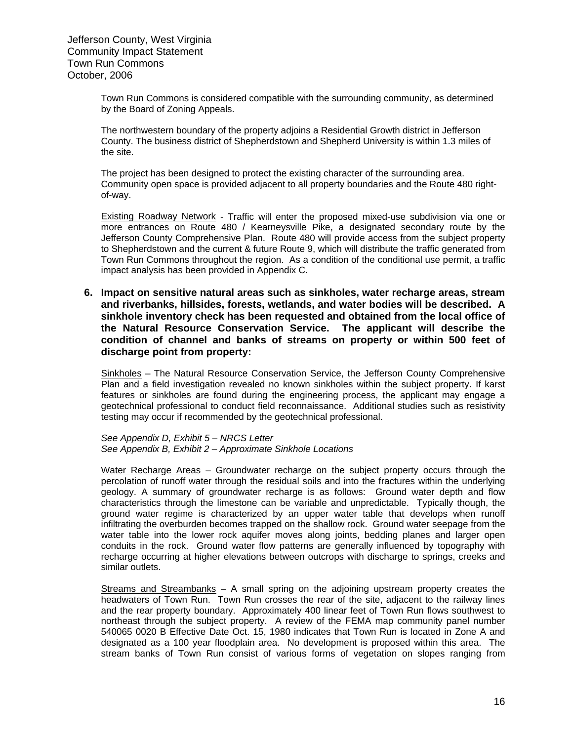Town Run Commons is considered compatible with the surrounding community, as determined by the Board of Zoning Appeals.

The northwestern boundary of the property adjoins a Residential Growth district in Jefferson County. The business district of Shepherdstown and Shepherd University is within 1.3 miles of the site.

The project has been designed to protect the existing character of the surrounding area. Community open space is provided adjacent to all property boundaries and the Route 480 right-of-way.

<u>Existing Roadway Network</u> - Traffic will enter the proposed mixed-use subdivision via one or more entrances on Route 480 / Kearneysville Pike, a designated secondary route by the Jefferson County Comprehensive Plan. Route 480 will provide access from the subject property to Shepherdstown and the current & future Route 9, which will distribute the traffic generated from Town Run Commons throughout the region. As a condition of the conditional use permit, a traffic impact analysis has been provided in Appendix C.

**6. Impact on sensitive natural areas such as sinkholes, water recharge areas, stream and riverbanks, hillsides, forests, wetlands, and water bodies will be described. A sinkhole inventory check has been requested and obtained from the local office of the Natural Resource Conservation Service. The applicant will describe the condition of channel and banks of streams on property or within 500 feet of discharge point from property:**

<u>Sinkholes</u> – The Natural Resource Conservation Service, the Jefferson County Comprehensive Plan and a field investigation revealed no known sinkholes within the subject property. If karst features or sinkholes are found during the engineering process, the applicant may engage a geotechnical professional to conduct field reconnaissance. Additional studies such as resistivity testing may occur if recommended by the geotechnical professional.

*See Appendix D, Exhibit 5 – NRCS Letter*
*See Appendix B, Exhibit 2 – Approximate Sinkhole Locations*

<u>Water Recharge Areas</u> – Groundwater recharge on the subject property occurs through the percolation of runoff water through the residual soils and into the fractures within the underlying geology. A summary of groundwater recharge is as follows: Ground water depth and flow characteristics through the limestone can be variable and unpredictable. Typically though, the ground water regime is characterized by an upper water table that develops when runoff infiltrating the overburden becomes trapped on the shallow rock. Ground water seepage from the water table into the lower rock aquifer moves along joints, bedding planes and larger open conduits in the rock. Ground water flow patterns are generally influenced by topography with recharge occurring at higher elevations between outcrops with discharge to springs, creeks and similar outlets.

<u>Streams and Streambanks</u> – A small spring on the adjoining upstream property creates the headwaters of Town Run. Town Run crosses the rear of the site, adjacent to the railway lines and the rear property boundary. Approximately 400 linear feet of Town Run flows southwest to northeast through the subject property. A review of the FEMA map community panel number 540065 0020 B Effective Date Oct. 15, 1980 indicates that Town Run is located in Zone A and designated as a 100 year floodplain area. No development is proposed within this area. The stream banks of Town Run consist of various forms of vegetation on slopes ranging from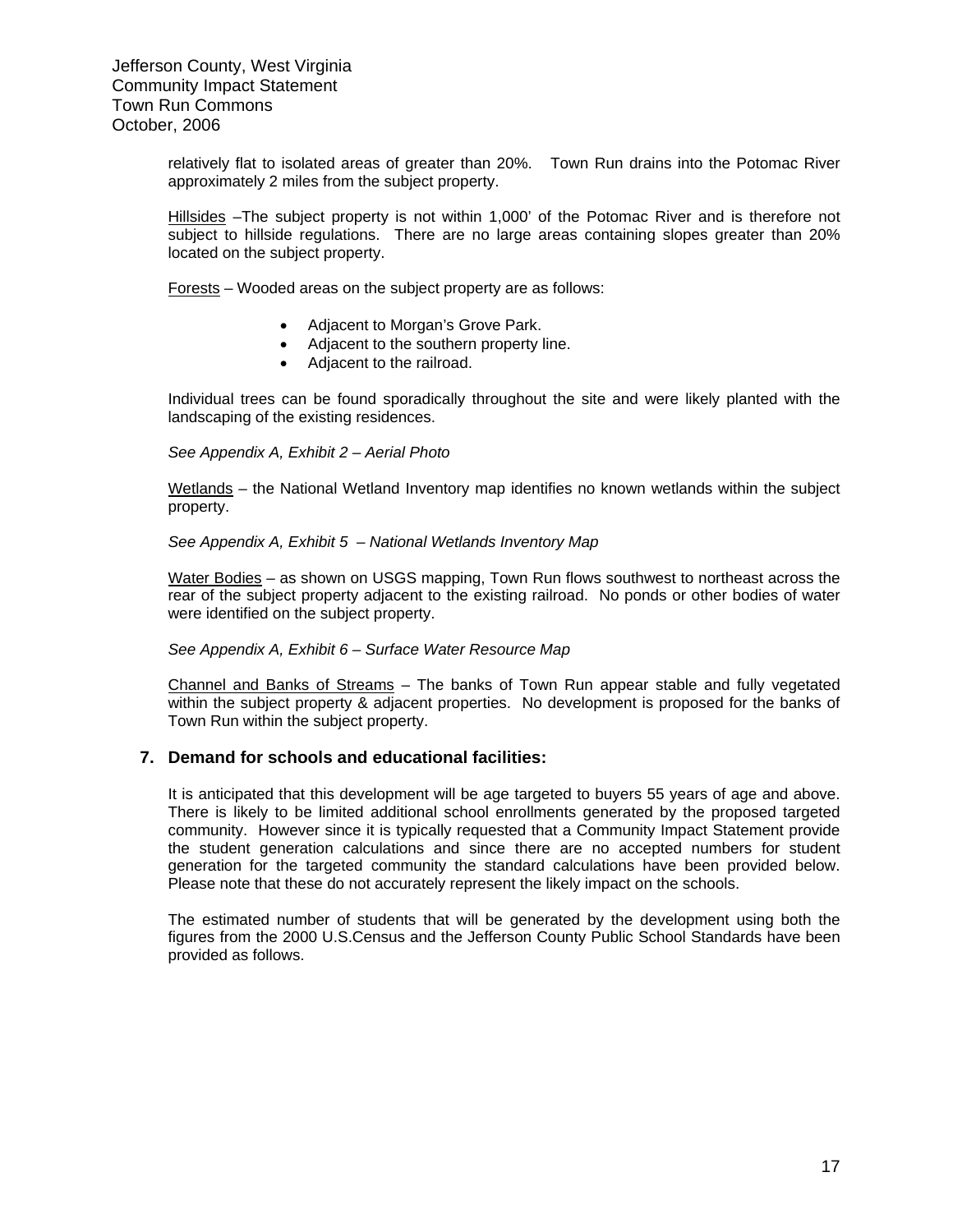relatively flat to isolated areas of greater than 20%. Town Run drains into the Potomac River approximately 2 miles from the subject property.

Hillsides –The subject property is not within 1,000' of the Potomac River and is therefore not subject to hillside regulations. There are no large areas containing slopes greater than 20% located on the subject property.

Forests – Wooded areas on the subject property are as follows:

- Adjacent to Morgan's Grove Park.
- Adjacent to the southern property line.
- Adjacent to the railroad.

Individual trees can be found sporadically throughout the site and were likely planted with the landscaping of the existing residences.

*See Appendix A, Exhibit 2 – Aerial Photo*

Wetlands – the National Wetland Inventory map identifies no known wetlands within the subject property.

*See Appendix A, Exhibit 5 – National Wetlands Inventory Map*

Water Bodies – as shown on USGS mapping, Town Run flows southwest to northeast across the rear of the subject property adjacent to the existing railroad. No ponds or other bodies of water were identified on the subject property.

*See Appendix A, Exhibit 6 – Surface Water Resource Map*

Channel and Banks of Streams – The banks of Town Run appear stable and fully vegetated within the subject property & adjacent properties. No development is proposed for the banks of Town Run within the subject property.

### 7. Demand for schools and educational facilities:

It is anticipated that this development will be age targeted to buyers 55 years of age and above. There is likely to be limited additional school enrollments generated by the proposed targeted community. However since it is typically requested that a Community Impact Statement provide the student generation calculations and since there are no accepted numbers for student generation for the targeted community the standard calculations have been provided below. Please note that these do not accurately represent the likely impact on the schools.

The estimated number of students that will be generated by the development using both the figures from the 2000 U.S.Census and the Jefferson County Public School Standards have been provided as follows.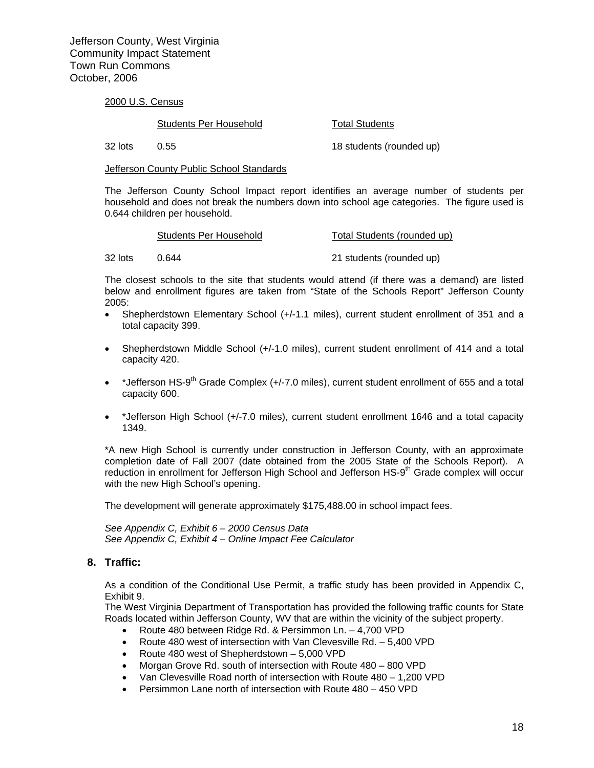2000 U.S. Census

| | Students Per Household | Total Students |
|---|---|---|
| 32 lots | 0.55 | 18 students (rounded up) |

Jefferson County Public School Standards

The Jefferson County School Impact report identifies an average number of students per household and does not break the numbers down into school age categories. The figure used is 0.644 children per household.

| | Students Per Household | Total Students (rounded up) |
|---|---|---|
| 32 lots | 0.644 | 21 students (rounded up) |

The closest schools to the site that students would attend (if there was a demand) are listed below and enrollment figures are taken from "State of the Schools Report" Jefferson County 2005:

- Shepherdstown Elementary School (+/-1.1 miles), current student enrollment of 351 and a total capacity 399.
- Shepherdstown Middle School (+/-1.0 miles), current student enrollment of 414 and a total capacity 420.
- *Jefferson HS-9th Grade Complex (+/-7.0 miles), current student enrollment of 655 and a total capacity 600.
- *Jefferson High School (+/-7.0 miles), current student enrollment 1646 and a total capacity 1349.

*A new High School is currently under construction in Jefferson County, with an approximate completion date of Fall 2007 (date obtained from the 2005 State of the Schools Report). A reduction in enrollment for Jefferson High School and Jefferson HS-9th Grade complex will occur with the new High School's opening.

The development will generate approximately $175,488.00 in school impact fees.

*See Appendix C, Exhibit 6 – 2000 Census Data*
*See Appendix C, Exhibit 4 – Online Impact Fee Calculator*

## 8. Traffic:

As a condition of the Conditional Use Permit, a traffic study has been provided in Appendix C, Exhibit 9.
The West Virginia Department of Transportation has provided the following traffic counts for State Roads located within Jefferson County, WV that are within the vicinity of the subject property.

- Route 480 between Ridge Rd. & Persimmon Ln. – 4,700 VPD
- Route 480 west of intersection with Van Clevesville Rd. – 5,400 VPD
- Route 480 west of Shepherdstown – 5,000 VPD
- Morgan Grove Rd. south of intersection with Route 480 – 800 VPD
- Van Clevesville Road north of intersection with Route 480 – 1,200 VPD
- Persimmon Lane north of intersection with Route 480 – 450 VPD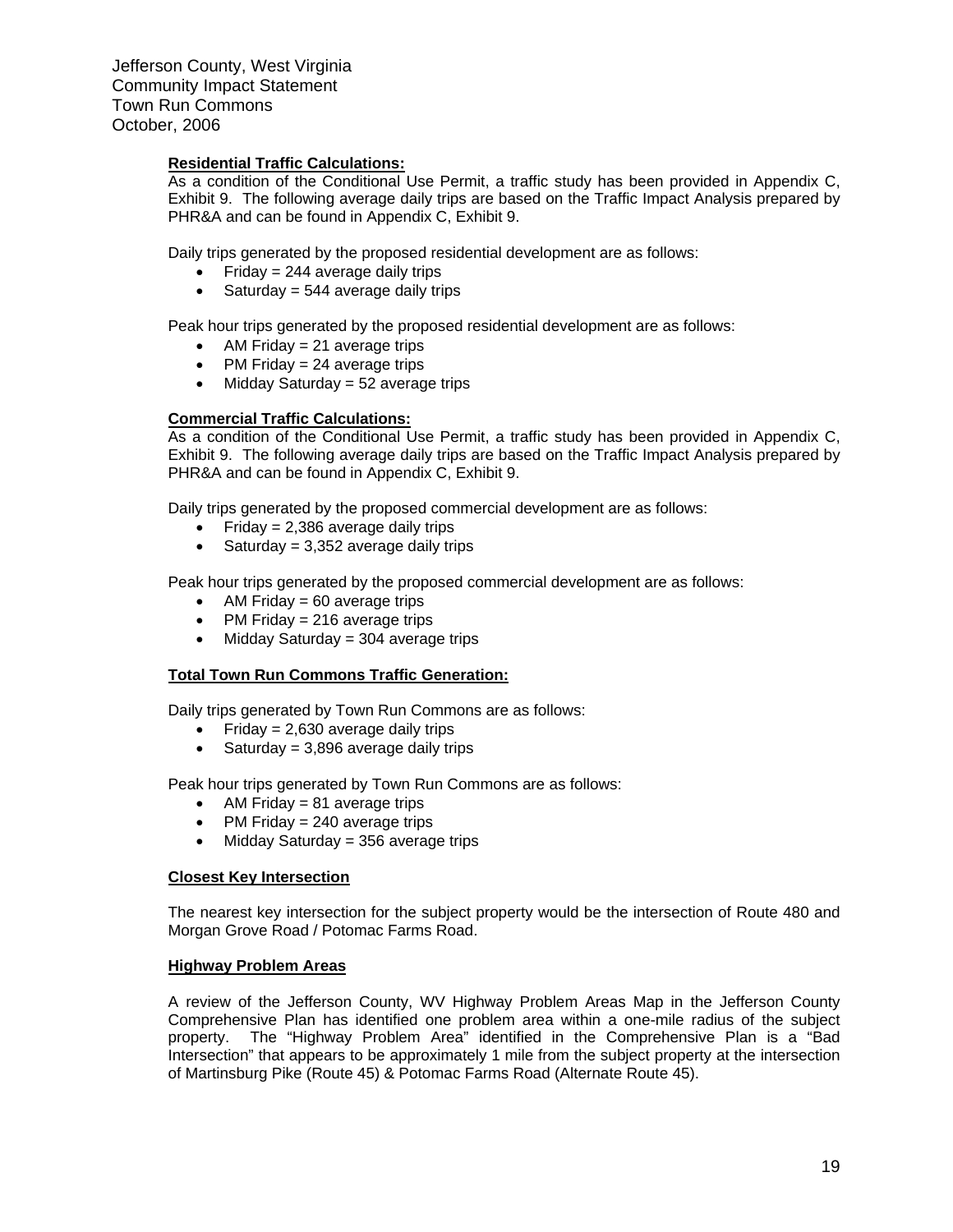**Residential Traffic Calculations:**

As a condition of the Conditional Use Permit, a traffic study has been provided in Appendix C, Exhibit 9. The following average daily trips are based on the Traffic Impact Analysis prepared by PHR&A and can be found in Appendix C, Exhibit 9.

Daily trips generated by the proposed residential development are as follows:

- Friday = 244 average daily trips
- Saturday = 544 average daily trips

Peak hour trips generated by the proposed residential development are as follows:

- AM Friday = 21 average trips
- PM Friday = 24 average trips
- Midday Saturday = 52 average trips

**Commercial Traffic Calculations:**

As a condition of the Conditional Use Permit, a traffic study has been provided in Appendix C, Exhibit 9. The following average daily trips are based on the Traffic Impact Analysis prepared by PHR&A and can be found in Appendix C, Exhibit 9.

Daily trips generated by the proposed commercial development are as follows:

- Friday = 2,386 average daily trips
- Saturday = 3,352 average daily trips

Peak hour trips generated by the proposed commercial development are as follows:

- AM Friday = 60 average trips
- PM Friday = 216 average trips
- Midday Saturday = 304 average trips

**Total Town Run Commons Traffic Generation:**

Daily trips generated by Town Run Commons are as follows:

- Friday = 2,630 average daily trips
- Saturday = 3,896 average daily trips

Peak hour trips generated by Town Run Commons are as follows:

- AM Friday = 81 average trips
- PM Friday = 240 average trips
- Midday Saturday = 356 average trips

**Closest Key Intersection**

The nearest key intersection for the subject property would be the intersection of Route 480 and Morgan Grove Road / Potomac Farms Road.

**Highway Problem Areas**

A review of the Jefferson County, WV Highway Problem Areas Map in the Jefferson County Comprehensive Plan has identified one problem area within a one-mile radius of the subject property. The "Highway Problem Area" identified in the Comprehensive Plan is a "Bad Intersection" that appears to be approximately 1 mile from the subject property at the intersection of Martinsburg Pike (Route 45) & Potomac Farms Road (Alternate Route 45).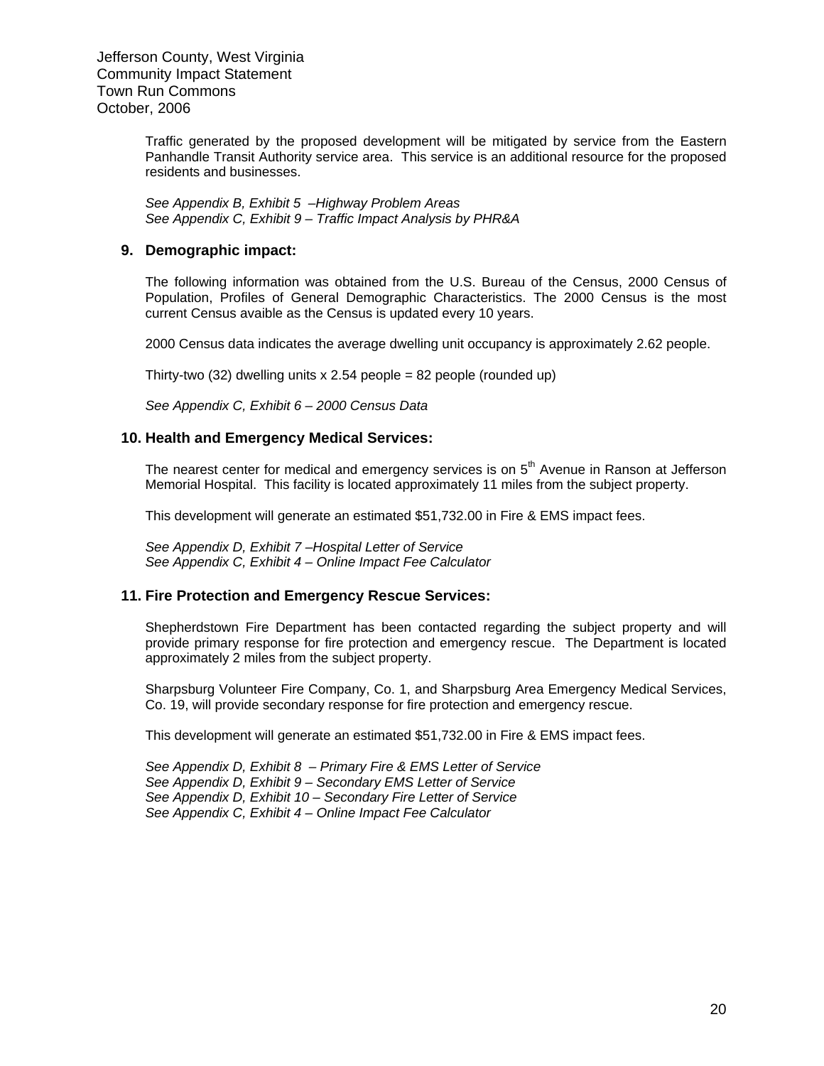Traffic generated by the proposed development will be mitigated by service from the Eastern Panhandle Transit Authority service area. This service is an additional resource for the proposed residents and businesses.

*See Appendix B, Exhibit 5 –Highway Problem Areas*
*See Appendix C, Exhibit 9 – Traffic Impact Analysis by PHR&A*

## 9. Demographic impact:

The following information was obtained from the U.S. Bureau of the Census, 2000 Census of Population, Profiles of General Demographic Characteristics. The 2000 Census is the most current Census avaible as the Census is updated every 10 years.

2000 Census data indicates the average dwelling unit occupancy is approximately 2.62 people.

Thirty-two (32) dwelling units x 2.54 people = 82 people (rounded up)

*See Appendix C, Exhibit 6 – 2000 Census Data*

## 10. Health and Emergency Medical Services:

The nearest center for medical and emergency services is on 5th Avenue in Ranson at Jefferson Memorial Hospital. This facility is located approximately 11 miles from the subject property.

This development will generate an estimated $51,732.00 in Fire & EMS impact fees.

*See Appendix D, Exhibit 7 –Hospital Letter of Service*
*See Appendix C, Exhibit 4 – Online Impact Fee Calculator*

## 11. Fire Protection and Emergency Rescue Services:

Shepherdstown Fire Department has been contacted regarding the subject property and will provide primary response for fire protection and emergency rescue. The Department is located approximately 2 miles from the subject property.

Sharpsburg Volunteer Fire Company, Co. 1, and Sharpsburg Area Emergency Medical Services, Co. 19, will provide secondary response for fire protection and emergency rescue.

This development will generate an estimated $51,732.00 in Fire & EMS impact fees.

*See Appendix D, Exhibit 8 – Primary Fire & EMS Letter of Service*
*See Appendix D, Exhibit 9 – Secondary EMS Letter of Service*
*See Appendix D, Exhibit 10 – Secondary Fire Letter of Service*
*See Appendix C, Exhibit 4 – Online Impact Fee Calculator*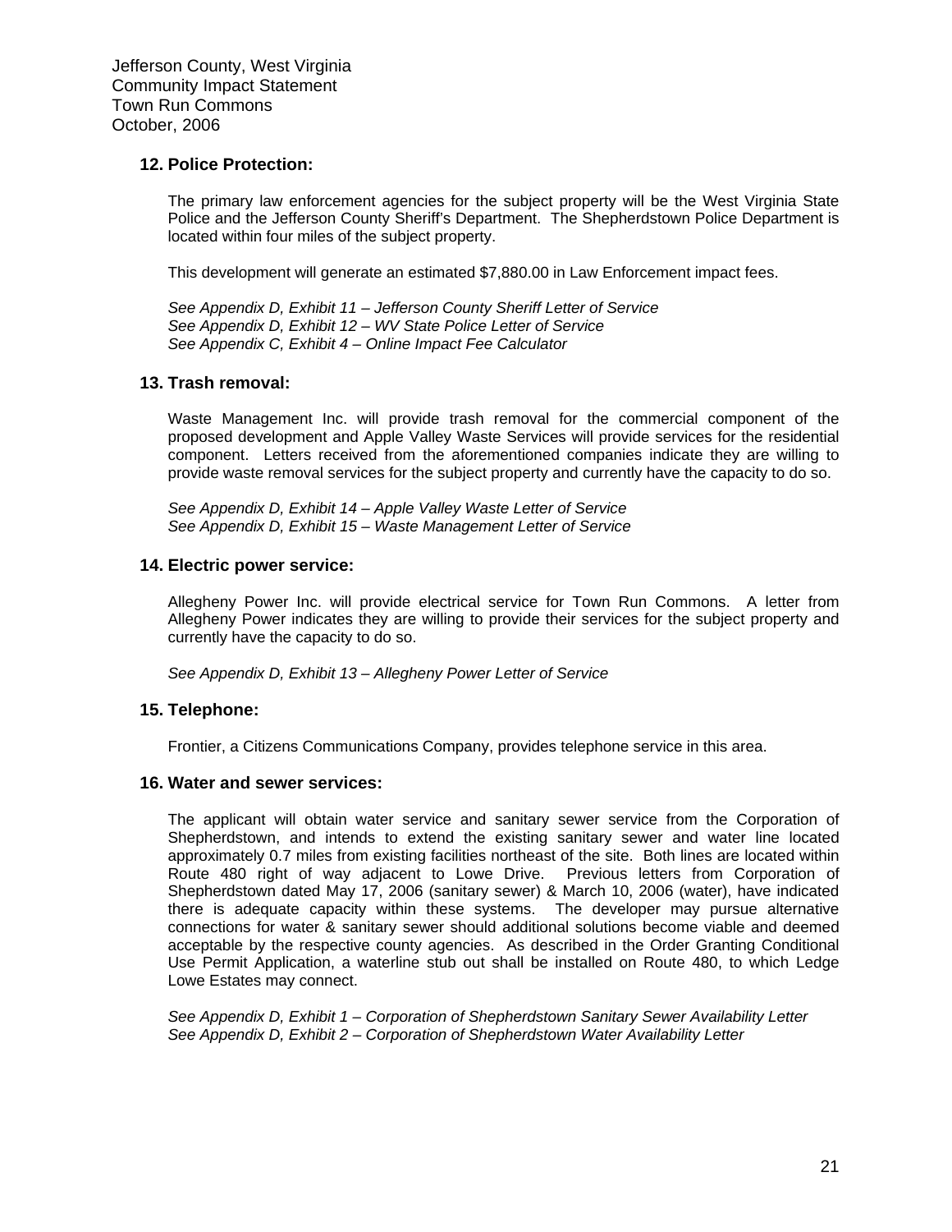## 12. Police Protection:

The primary law enforcement agencies for the subject property will be the West Virginia State Police and the Jefferson County Sheriff's Department. The Shepherdstown Police Department is located within four miles of the subject property.

This development will generate an estimated $7,880.00 in Law Enforcement impact fees.

*See Appendix D, Exhibit 11 – Jefferson County Sheriff Letter of Service*
*See Appendix D, Exhibit 12 – WV State Police Letter of Service*
*See Appendix C, Exhibit 4 – Online Impact Fee Calculator*

## 13. Trash removal:

Waste Management Inc. will provide trash removal for the commercial component of the proposed development and Apple Valley Waste Services will provide services for the residential component. Letters received from the aforementioned companies indicate they are willing to provide waste removal services for the subject property and currently have the capacity to do so.

*See Appendix D, Exhibit 14 – Apple Valley Waste Letter of Service*
*See Appendix D, Exhibit 15 – Waste Management Letter of Service*

## 14. Electric power service:

Allegheny Power Inc. will provide electrical service for Town Run Commons. A letter from Allegheny Power indicates they are willing to provide their services for the subject property and currently have the capacity to do so.

*See Appendix D, Exhibit 13 – Allegheny Power Letter of Service*

## 15. Telephone:

Frontier, a Citizens Communications Company, provides telephone service in this area.

## 16. Water and sewer services:

The applicant will obtain water service and sanitary sewer service from the Corporation of Shepherdstown, and intends to extend the existing sanitary sewer and water line located approximately 0.7 miles from existing facilities northeast of the site. Both lines are located within Route 480 right of way adjacent to Lowe Drive. Previous letters from Corporation of Shepherdstown dated May 17, 2006 (sanitary sewer) & March 10, 2006 (water), have indicated there is adequate capacity within these systems. The developer may pursue alternative connections for water & sanitary sewer should additional solutions become viable and deemed acceptable by the respective county agencies. As described in the Order Granting Conditional Use Permit Application, a waterline stub out shall be installed on Route 480, to which Ledge Lowe Estates may connect.

*See Appendix D, Exhibit 1 – Corporation of Shepherdstown Sanitary Sewer Availability Letter*
*See Appendix D, Exhibit 2 – Corporation of Shepherdstown Water Availability Letter*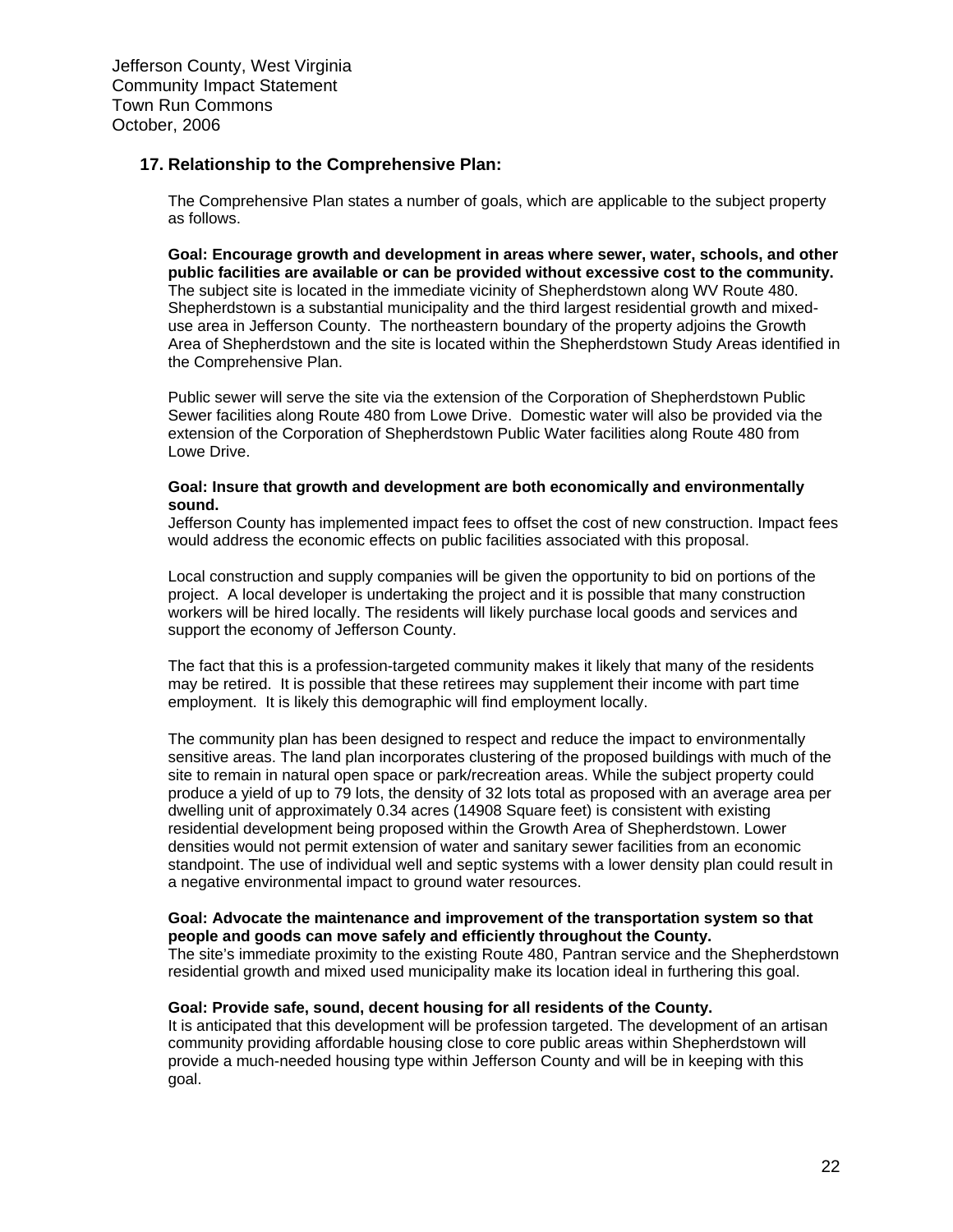## 17. Relationship to the Comprehensive Plan:

The Comprehensive Plan states a number of goals, which are applicable to the subject property as follows.

**Goal: Encourage growth and development in areas where sewer, water, schools, and other public facilities are available or can be provided without excessive cost to the community.** The subject site is located in the immediate vicinity of Shepherdstown along WV Route 480. Shepherdstown is a substantial municipality and the third largest residential growth and mixed-use area in Jefferson County. The northeastern boundary of the property adjoins the Growth Area of Shepherdstown and the site is located within the Shepherdstown Study Areas identified in the Comprehensive Plan.

Public sewer will serve the site via the extension of the Corporation of Shepherdstown Public Sewer facilities along Route 480 from Lowe Drive. Domestic water will also be provided via the extension of the Corporation of Shepherdstown Public Water facilities along Route 480 from Lowe Drive.

**Goal: Insure that growth and development are both economically and environmentally sound.**
Jefferson County has implemented impact fees to offset the cost of new construction. Impact fees would address the economic effects on public facilities associated with this proposal.

Local construction and supply companies will be given the opportunity to bid on portions of the project. A local developer is undertaking the project and it is possible that many construction workers will be hired locally. The residents will likely purchase local goods and services and support the economy of Jefferson County.

The fact that this is a profession-targeted community makes it likely that many of the residents may be retired. It is possible that these retirees may supplement their income with part time employment. It is likely this demographic will find employment locally.

The community plan has been designed to respect and reduce the impact to environmentally sensitive areas. The land plan incorporates clustering of the proposed buildings with much of the site to remain in natural open space or park/recreation areas. While the subject property could produce a yield of up to 79 lots, the density of 32 lots total as proposed with an average area per dwelling unit of approximately 0.34 acres (14908 Square feet) is consistent with existing residential development being proposed within the Growth Area of Shepherdstown. Lower densities would not permit extension of water and sanitary sewer facilities from an economic standpoint. The use of individual well and septic systems with a lower density plan could result in a negative environmental impact to ground water resources.

**Goal: Advocate the maintenance and improvement of the transportation system so that people and goods can move safely and efficiently throughout the County.**
The site's immediate proximity to the existing Route 480, Pantran service and the Shepherdstown residential growth and mixed used municipality make its location ideal in furthering this goal.

**Goal: Provide safe, sound, decent housing for all residents of the County.**
It is anticipated that this development will be profession targeted. The development of an artisan community providing affordable housing close to core public areas within Shepherdstown will provide a much-needed housing type within Jefferson County and will be in keeping with this goal.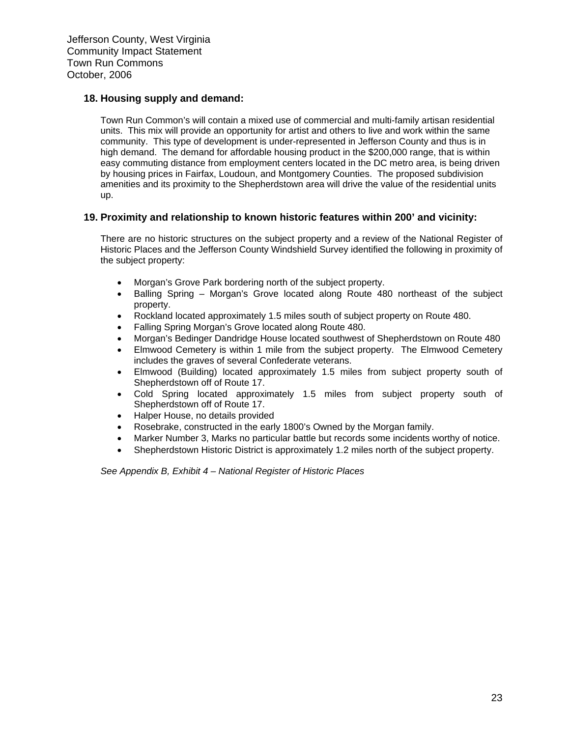## 18. Housing supply and demand:

Town Run Common's will contain a mixed use of commercial and multi-family artisan residential units. This mix will provide an opportunity for artist and others to live and work within the same community. This type of development is under-represented in Jefferson County and thus is in high demand. The demand for affordable housing product in the $200,000 range, that is within easy commuting distance from employment centers located in the DC metro area, is being driven by housing prices in Fairfax, Loudoun, and Montgomery Counties. The proposed subdivision amenities and its proximity to the Shepherdstown area will drive the value of the residential units up.

## 19. Proximity and relationship to known historic features within 200' and vicinity:

There are no historic structures on the subject property and a review of the National Register of Historic Places and the Jefferson County Windshield Survey identified the following in proximity of the subject property:

- Morgan's Grove Park bordering north of the subject property.
- Balling Spring – Morgan's Grove located along Route 480 northeast of the subject property.
- Rockland located approximately 1.5 miles south of subject property on Route 480.
- Falling Spring Morgan's Grove located along Route 480.
- Morgan's Bedinger Dandridge House located southwest of Shepherdstown on Route 480
- Elmwood Cemetery is within 1 mile from the subject property. The Elmwood Cemetery includes the graves of several Confederate veterans.
- Elmwood (Building) located approximately 1.5 miles from subject property south of Shepherdstown off of Route 17.
- Cold Spring located approximately 1.5 miles from subject property south of Shepherdstown off of Route 17.
- Halper House, no details provided
- Rosebrake, constructed in the early 1800's Owned by the Morgan family.
- Marker Number 3, Marks no particular battle but records some incidents worthy of notice.
- Shepherdstown Historic District is approximately 1.2 miles north of the subject property.

*See Appendix B, Exhibit 4 – National Register of Historic Places*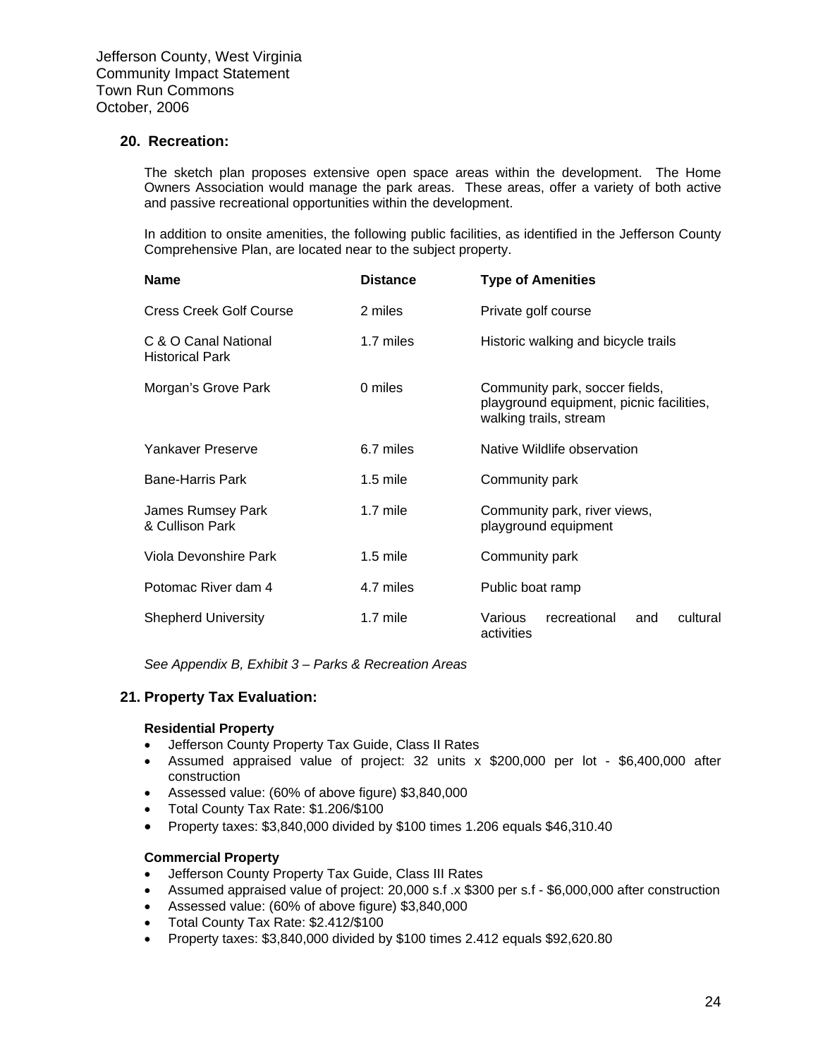Jefferson County, West Virginia
Community Impact Statement
Town Run Commons
October, 2006

### 20. Recreation:

The sketch plan proposes extensive open space areas within the development. The Home Owners Association would manage the park areas. These areas, offer a variety of both active and passive recreational opportunities within the development.

In addition to onsite amenities, the following public facilities, as identified in the Jefferson County Comprehensive Plan, are located near to the subject property.

| Name | Distance | Type of Amenities |
|---|---|---|
| Cress Creek Golf Course | 2 miles | Private golf course |
| C & O Canal National Historical Park | 1.7 miles | Historic walking and bicycle trails |
| Morgan's Grove Park | 0 miles | Community park, soccer fields, playground equipment, picnic facilities, walking trails, stream |
| Yankaver Preserve | 6.7 miles | Native Wildlife observation |
| Bane-Harris Park | 1.5 mile | Community park |
| James Rumsey Park & Cullison Park | 1.7 mile | Community park, river views, playground equipment |
| Viola Devonshire Park | 1.5 mile | Community park |
| Potomac River dam 4 | 4.7 miles | Public boat ramp |
| Shepherd University | 1.7 mile | Various recreational and cultural activities |

*See Appendix B, Exhibit 3 – Parks & Recreation Areas*

### 21. Property Tax Evaluation:

**Residential Property**

- Jefferson County Property Tax Guide, Class II Rates
- Assumed appraised value of project: 32 units x $200,000 per lot - $6,400,000 after construction
- Assessed value: (60% of above figure) $3,840,000
- Total County Tax Rate: $1.206/$100
- Property taxes: $3,840,000 divided by $100 times 1.206 equals $46,310.40

**Commercial Property**

- Jefferson County Property Tax Guide, Class III Rates
- Assumed appraised value of project: 20,000 s.f .x $300 per s.f - $6,000,000 after construction
- Assessed value: (60% of above figure) $3,840,000
- Total County Tax Rate: $2.412/$100
- Property taxes: $3,840,000 divided by $100 times 2.412 equals $92,620.80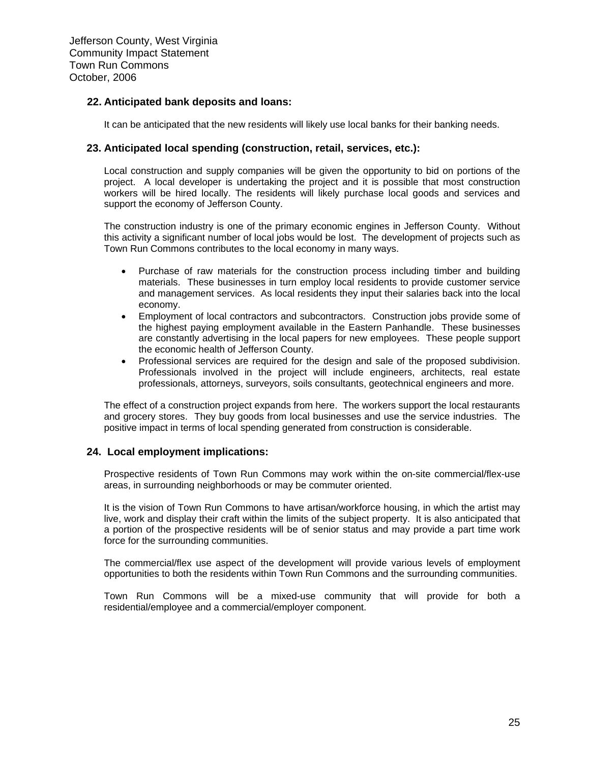## 22. Anticipated bank deposits and loans:

It can be anticipated that the new residents will likely use local banks for their banking needs.

## 23. Anticipated local spending (construction, retail, services, etc.):

Local construction and supply companies will be given the opportunity to bid on portions of the project. A local developer is undertaking the project and it is possible that most construction workers will be hired locally. The residents will likely purchase local goods and services and support the economy of Jefferson County.

The construction industry is one of the primary economic engines in Jefferson County. Without this activity a significant number of local jobs would be lost. The development of projects such as Town Run Commons contributes to the local economy in many ways.

- Purchase of raw materials for the construction process including timber and building materials. These businesses in turn employ local residents to provide customer service and management services. As local residents they input their salaries back into the local economy.
- Employment of local contractors and subcontractors. Construction jobs provide some of the highest paying employment available in the Eastern Panhandle. These businesses are constantly advertising in the local papers for new employees. These people support the economic health of Jefferson County.
- Professional services are required for the design and sale of the proposed subdivision. Professionals involved in the project will include engineers, architects, real estate professionals, attorneys, surveyors, soils consultants, geotechnical engineers and more.

The effect of a construction project expands from here. The workers support the local restaurants and grocery stores. They buy goods from local businesses and use the service industries. The positive impact in terms of local spending generated from construction is considerable.

## 24. Local employment implications:

Prospective residents of Town Run Commons may work within the on-site commercial/flex-use areas, in surrounding neighborhoods or may be commuter oriented.

It is the vision of Town Run Commons to have artisan/workforce housing, in which the artist may live, work and display their craft within the limits of the subject property. It is also anticipated that a portion of the prospective residents will be of senior status and may provide a part time work force for the surrounding communities.

The commercial/flex use aspect of the development will provide various levels of employment opportunities to both the residents within Town Run Commons and the surrounding communities.

Town Run Commons will be a mixed-use community that will provide for both a residential/employee and a commercial/employer component.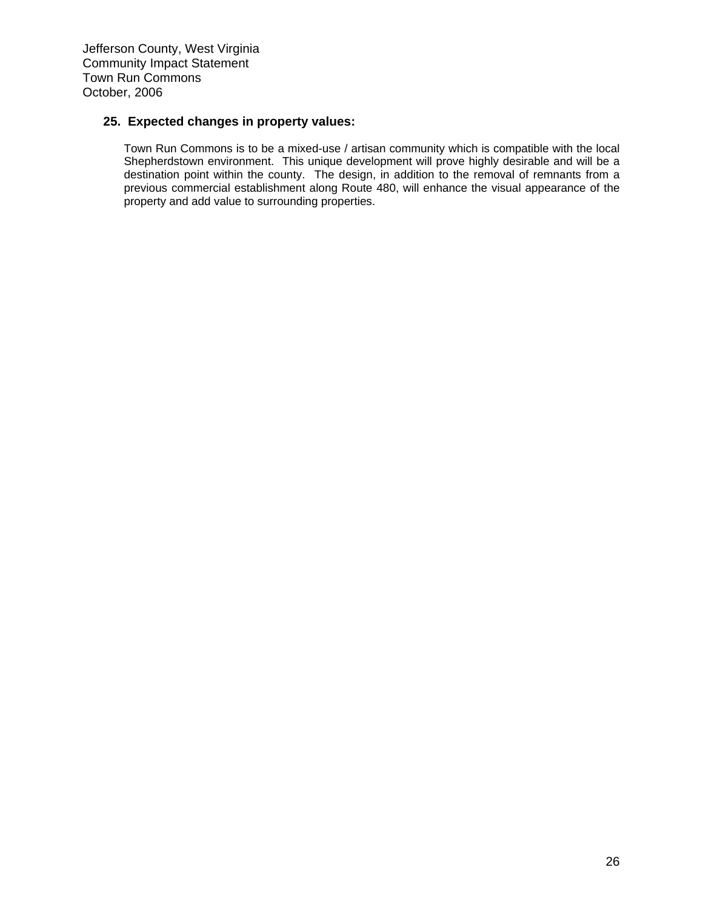## 25. Expected changes in property values:

Town Run Commons is to be a mixed-use / artisan community which is compatible with the local Shepherdstown environment. This unique development will prove highly desirable and will be a destination point within the county. The design, in addition to the removal of remnants from a previous commercial establishment along Route 480, will enhance the visual appearance of the property and add value to surrounding properties.